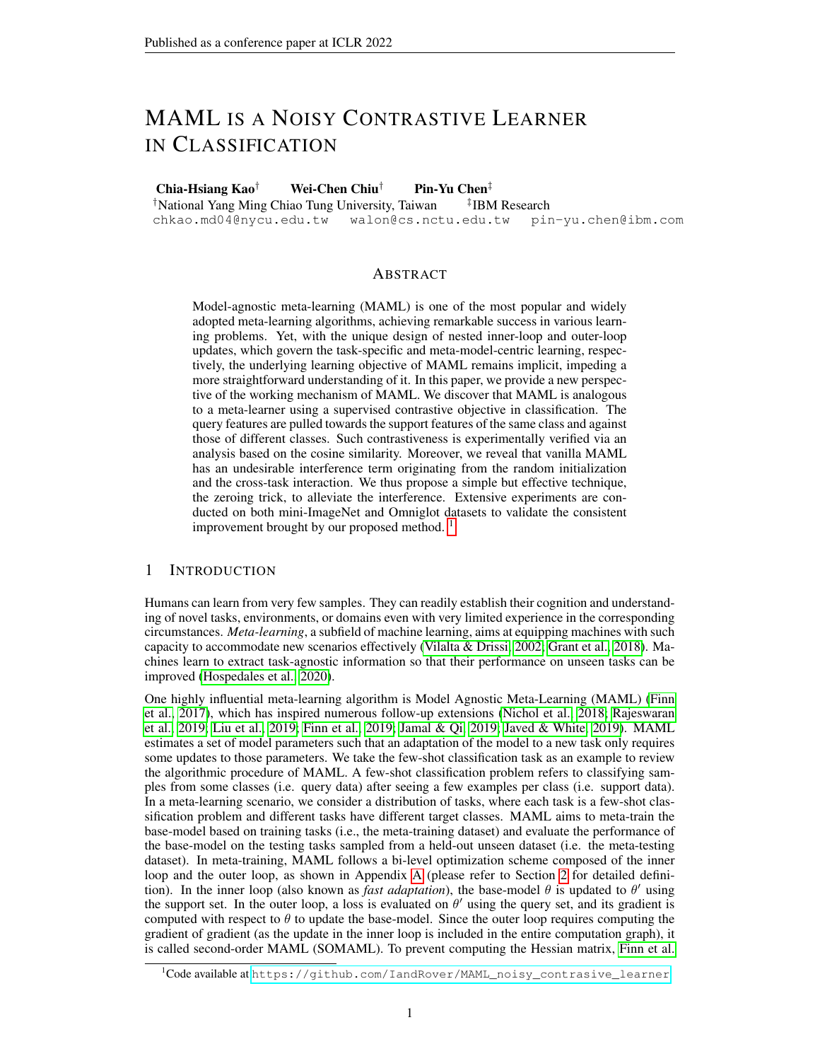# MAML IS A NOISY CONTRASTIVE LEARNER IN CLASSIFICATION

**Chia-Hsiang Kao**[†] **Wei-Chen Chiu**[†] **Pin-Yu Chen**[‡]

[†]National Yang Ming Chiao Tung University, Taiwan [‡]IBM Research

chkao.md04@nycu.edu.tw walon@cs.nctu.edu.tw pin-yu.chen@ibm.com

## ABSTRACT

Model-agnostic meta-learning (MAML) is one of the most popular and widely adopted meta-learning algorithms, achieving remarkable success in various learning problems. Yet, with the unique design of nested inner-loop and outer-loop updates, which govern the task-specific and meta-model-centric learning, respectively, the underlying learning objective of MAML remains implicit, impeding a more straightforward understanding of it. In this paper, we provide a new perspective of the working mechanism of MAML. We discover that MAML is analogous to a meta-learner using a supervised contrastive objective in classification. The query features are pulled towards the support features of the same class and against those of different classes. Such contrastiveness is experimentally verified via an analysis based on the cosine similarity. Moreover, we reveal that vanilla MAML has an undesirable interference term originating from the random initialization and the cross-task interaction. We thus propose a simple but effective technique, the zeroing trick, to alleviate the interference. Extensive experiments are conducted on both mini-ImageNet and Omniglot datasets to validate the consistent improvement brought by our proposed method. [1]

## 1 INTRODUCTION

Humans can learn from very few samples. They can readily establish their cognition and understanding of novel tasks, environments, or domains even with very limited experience in the corresponding circumstances. *Meta-learning*, a subfield of machine learning, aims at equipping machines with such capacity to accommodate new scenarios effectively (Vilalta & Drissi, 2002; Grant et al., 2018). Machines learn to extract task-agnostic information so that their performance on unseen tasks can be improved (Hospedales et al., 2020).

One highly influential meta-learning algorithm is Model Agnostic Meta-Learning (MAML) (Finn et al., 2017), which has inspired numerous follow-up extensions (Nichol et al., 2018; Rajeswaran et al., 2019; Liu et al., 2019; Finn et al., 2019; Jamal & Qi, 2019; Javed & White, 2019). MAML estimates a set of model parameters such that an adaptation of the model to a new task only requires some updates to those parameters. We take the few-shot classification task as an example to review the algorithmic procedure of MAML. A few-shot classification problem refers to classifying samples from some classes (i.e. query data) after seeing a few examples per class (i.e. support data). In a meta-learning scenario, we consider a distribution of tasks, where each task is a few-shot classification problem and different tasks have different target classes. MAML aims to meta-train the base-model based on training tasks (i.e., the meta-training dataset) and evaluate the performance of the base-model on the testing tasks sampled from a held-out unseen dataset (i.e. the meta-testing dataset). In meta-training, MAML follows a bi-level optimization scheme composed of the inner loop and the outer loop, as shown in Appendix A (please refer to Section 2 for detailed definition). In the inner loop (also known as *fast adaptation*), the base-model $\theta$ is updated to $\theta'$ using the support set. In the outer loop, a loss is evaluated on $\theta'$ using the query set, and its gradient is computed with respect to $\theta$ to update the base-model. Since the outer loop requires computing the gradient of gradient (as the update in the inner loop is included in the entire computation graph), it is called second-order MAML (SOMAML). To prevent computing the Hessian matrix, Finn et al.

[1]Code available at https://github.com/IandRover/MAML_noisy_contrasive_learner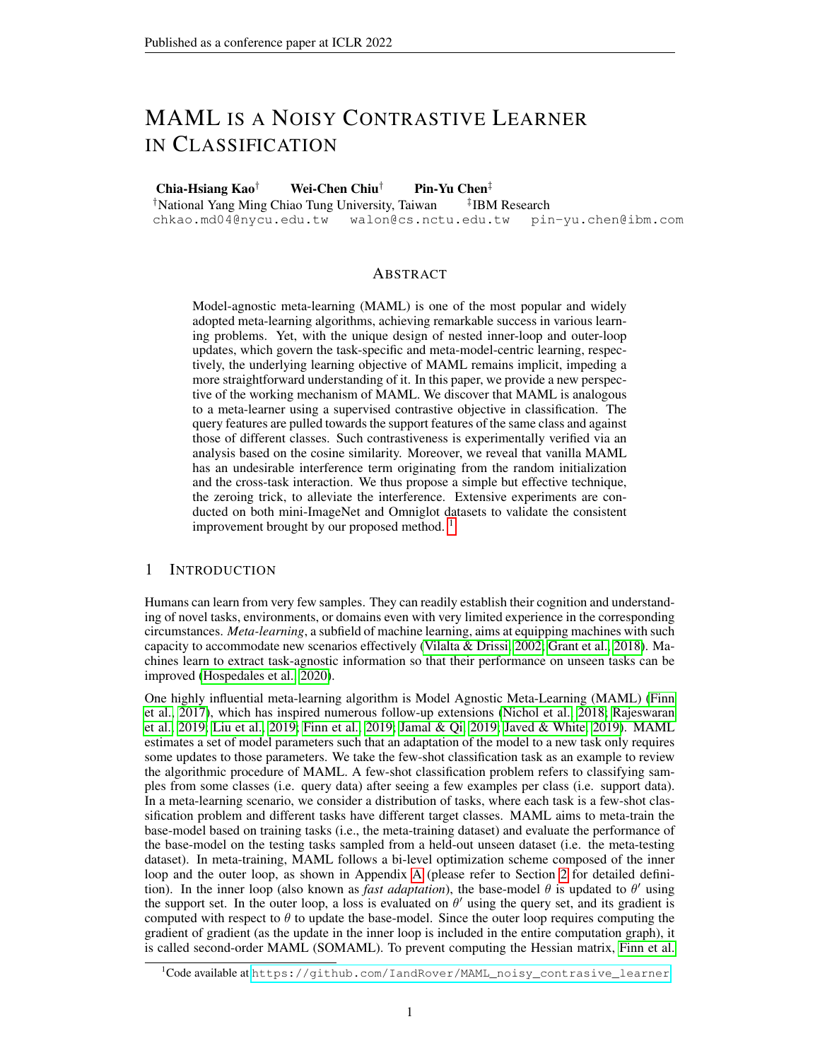# MAML IS A NOISY CONTRASTIVE LEARNER IN CLASSIFICATION

**Chia-Hsiang Kao**[†] **Wei-Chen Chiu**[†] **Pin-Yu Chen**[‡]

[†]National Yang Ming Chiao Tung University, Taiwan [‡]IBM Research

chkao.md04@nycu.edu.tw walon@cs.nctu.edu.tw pin-yu.chen@ibm.com

## ABSTRACT

Model-agnostic meta-learning (MAML) is one of the most popular and widely adopted meta-learning algorithms, achieving remarkable success in various learning problems. Yet, with the unique design of nested inner-loop and outer-loop updates, which govern the task-specific and meta-model-centric learning, respectively, the underlying learning objective of MAML remains implicit, impeding a more straightforward understanding of it. In this paper, we provide a new perspective of the working mechanism of MAML. We discover that MAML is analogous to a meta-learner using a supervised contrastive objective in classification. The query features are pulled towards the support features of the same class and against those of different classes. Such contrastiveness is experimentally verified via an analysis based on the cosine similarity. Moreover, we reveal that vanilla MAML has an undesirable interference term originating from the random initialization and the cross-task interaction. We thus propose a simple but effective technique, the zeroing trick, to alleviate the interference. Extensive experiments are conducted on both mini-ImageNet and Omniglot datasets to validate the consistent improvement brought by our proposed method. [1]

## 1 INTRODUCTION

Humans can learn from very few samples. They can readily establish their cognition and understanding of novel tasks, environments, or domains even with very limited experience in the corresponding circumstances. *Meta-learning*, a subfield of machine learning, aims at equipping machines with such capacity to accommodate new scenarios effectively (Vilalta & Drissi, 2002; Grant et al., 2018). Machines learn to extract task-agnostic information so that their performance on unseen tasks can be improved (Hospedales et al., 2020).

One highly influential meta-learning algorithm is Model Agnostic Meta-Learning (MAML) (Finn et al., 2017), which has inspired numerous follow-up extensions (Nichol et al., 2018; Rajeswaran et al., 2019; Liu et al., 2019; Finn et al., 2019; Jamal & Qi, 2019; Javed & White, 2019). MAML estimates a set of model parameters such that an adaptation of the model to a new task only requires some updates to those parameters. We take the few-shot classification task as an example to review the algorithmic procedure of MAML. A few-shot classification problem refers to classifying samples from some classes (i.e. query data) after seeing a few examples per class (i.e. support data). In a meta-learning scenario, we consider a distribution of tasks, where each task is a few-shot classification problem and different tasks have different target classes. MAML aims to meta-train the base-model based on training tasks (i.e., the meta-training dataset) and evaluate the performance of the base-model on the testing tasks sampled from a held-out unseen dataset (i.e. the meta-testing dataset). In meta-training, MAML follows a bi-level optimization scheme composed of the inner loop and the outer loop, as shown in Appendix A (please refer to Section 2 for detailed definition). In the inner loop (also known as *fast adaptation*), the base-model $\theta$ is updated to $\theta'$ using the support set. In the outer loop, a loss is evaluated on $\theta'$ using the query set, and its gradient is computed with respect to $\theta$ to update the base-model. Since the outer loop requires computing the gradient of gradient (as the update in the inner loop is included in the entire computation graph), it is called second-order MAML (SOMAML). To prevent computing the Hessian matrix, Finn et al.

[1]Code available at https://github.com/IandRover/MAML_noisy_contrasive_learner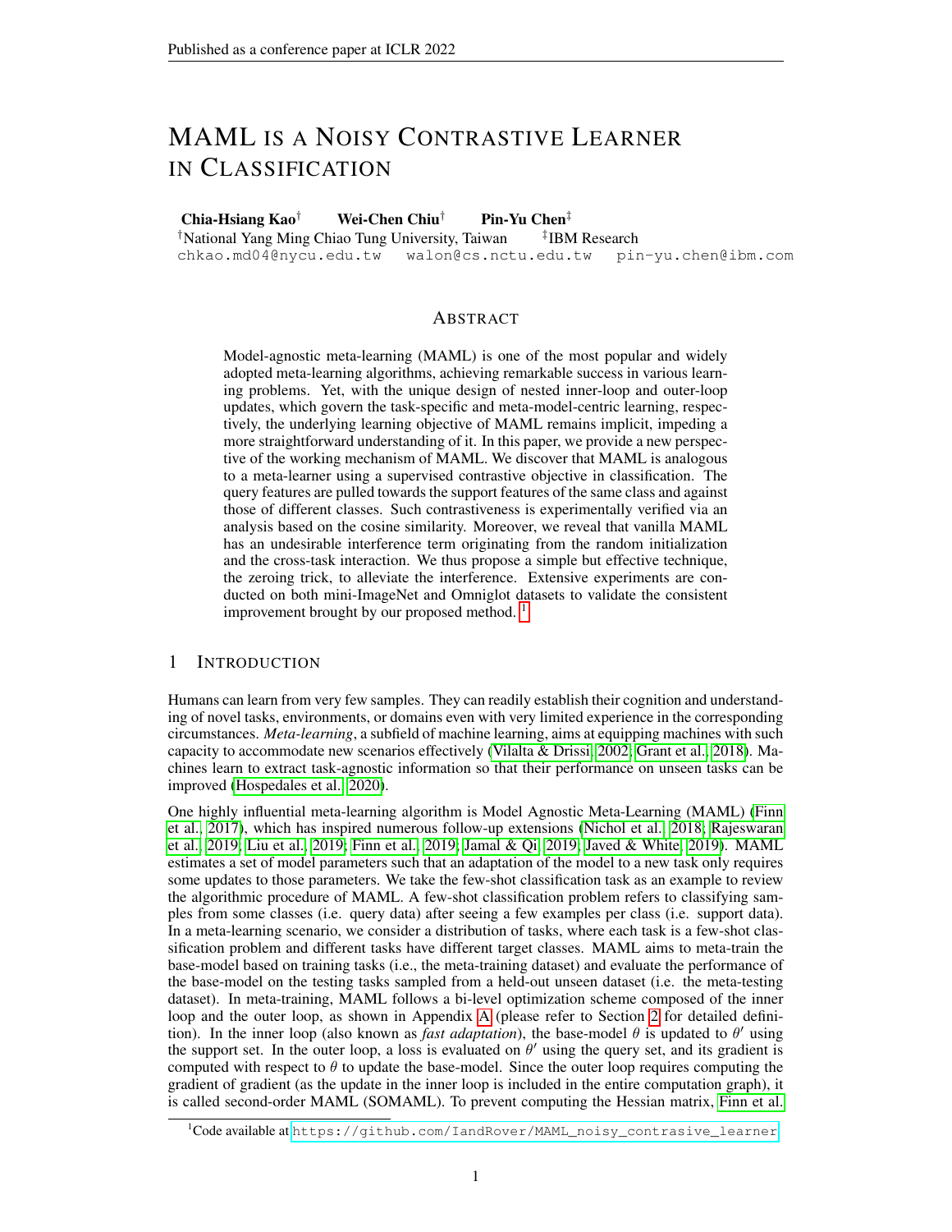# MAML IS A NOISY CONTRASTIVE LEARNER IN CLASSIFICATION

**Chia-Hsiang Kao**[†] **Wei-Chen Chiu**[†] **Pin-Yu Chen**[‡]

[†]National Yang Ming Chiao Tung University, Taiwan [‡]IBM Research

chkao.md04@nycu.edu.tw walon@cs.nctu.edu.tw pin-yu.chen@ibm.com

## ABSTRACT

Model-agnostic meta-learning (MAML) is one of the most popular and widely adopted meta-learning algorithms, achieving remarkable success in various learning problems. Yet, with the unique design of nested inner-loop and outer-loop updates, which govern the task-specific and meta-model-centric learning, respectively, the underlying learning objective of MAML remains implicit, impeding a more straightforward understanding of it. In this paper, we provide a new perspective of the working mechanism of MAML. We discover that MAML is analogous to a meta-learner using a supervised contrastive objective in classification. The query features are pulled towards the support features of the same class and against those of different classes. Such contrastiveness is experimentally verified via an analysis based on the cosine similarity. Moreover, we reveal that vanilla MAML has an undesirable interference term originating from the random initialization and the cross-task interaction. We thus propose a simple but effective technique, the zeroing trick, to alleviate the interference. Extensive experiments are conducted on both mini-ImageNet and Omniglot datasets to validate the consistent improvement brought by our proposed method. [1]

## 1 INTRODUCTION

Humans can learn from very few samples. They can readily establish their cognition and understanding of novel tasks, environments, or domains even with very limited experience in the corresponding circumstances. *Meta-learning*, a subfield of machine learning, aims at equipping machines with such capacity to accommodate new scenarios effectively (Vilalta & Drissi, 2002; Grant et al., 2018). Machines learn to extract task-agnostic information so that their performance on unseen tasks can be improved (Hospedales et al., 2020).

One highly influential meta-learning algorithm is Model Agnostic Meta-Learning (MAML) (Finn et al., 2017), which has inspired numerous follow-up extensions (Nichol et al., 2018; Rajeswaran et al., 2019; Liu et al., 2019; Finn et al., 2019; Jamal & Qi, 2019; Javed & White, 2019). MAML estimates a set of model parameters such that an adaptation of the model to a new task only requires some updates to those parameters. We take the few-shot classification task as an example to review the algorithmic procedure of MAML. A few-shot classification problem refers to classifying samples from some classes (i.e. query data) after seeing a few examples per class (i.e. support data). In a meta-learning scenario, we consider a distribution of tasks, where each task is a few-shot classification problem and different tasks have different target classes. MAML aims to meta-train the base-model based on training tasks (i.e., the meta-training dataset) and evaluate the performance of the base-model on the testing tasks sampled from a held-out unseen dataset (i.e. the meta-testing dataset). In meta-training, MAML follows a bi-level optimization scheme composed of the inner loop and the outer loop, as shown in Appendix A (please refer to Section 2 for detailed definition). In the inner loop (also known as *fast adaptation*), the base-model $\theta$ is updated to $\theta'$ using the support set. In the outer loop, a loss is evaluated on $\theta'$ using the query set, and its gradient is computed with respect to $\theta$ to update the base-model. Since the outer loop requires computing the gradient of gradient (as the update in the inner loop is included in the entire computation graph), it is called second-order MAML (SOMAML). To prevent computing the Hessian matrix, Finn et al.

[1] Code available at https://github.com/IandRover/MAML_noisy_contrasive_learner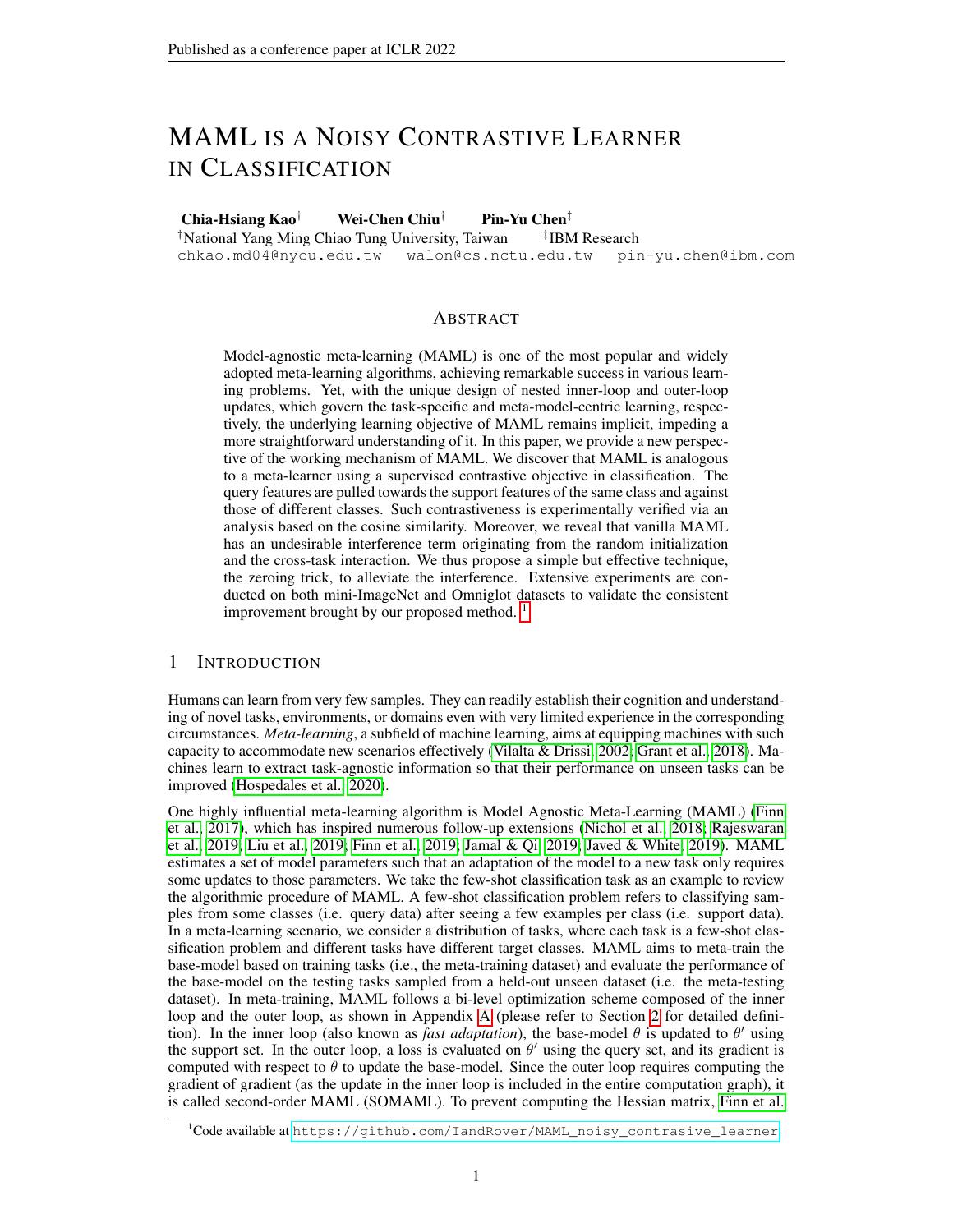# MAML IS A NOISY CONTRASTIVE LEARNER IN CLASSIFICATION

**Chia-Hsiang Kao**[†] **Wei-Chen Chiu**[†] **Pin-Yu Chen**[‡]

[†]National Yang Ming Chiao Tung University, Taiwan [‡]IBM Research

chkao.md04@nycu.edu.tw walon@cs.nctu.edu.tw pin-yu.chen@ibm.com

## ABSTRACT

Model-agnostic meta-learning (MAML) is one of the most popular and widely adopted meta-learning algorithms, achieving remarkable success in various learning problems. Yet, with the unique design of nested inner-loop and outer-loop updates, which govern the task-specific and meta-model-centric learning, respectively, the underlying learning objective of MAML remains implicit, impeding a more straightforward understanding of it. In this paper, we provide a new perspective of the working mechanism of MAML. We discover that MAML is analogous to a meta-learner using a supervised contrastive objective in classification. The query features are pulled towards the support features of the same class and against those of different classes. Such contrastiveness is experimentally verified via an analysis based on the cosine similarity. Moreover, we reveal that vanilla MAML has an undesirable interference term originating from the random initialization and the cross-task interaction. We thus propose a simple but effective technique, the zeroing trick, to alleviate the interference. Extensive experiments are conducted on both mini-ImageNet and Omniglot datasets to validate the consistent improvement brought by our proposed method. [1]

## 1 INTRODUCTION

Humans can learn from very few samples. They can readily establish their cognition and understanding of novel tasks, environments, or domains even with very limited experience in the corresponding circumstances. *Meta-learning*, a subfield of machine learning, aims at equipping machines with such capacity to accommodate new scenarios effectively (Vilalta & Drissi, 2002; Grant et al., 2018). Machines learn to extract task-agnostic information so that their performance on unseen tasks can be improved (Hospedales et al., 2020).

One highly influential meta-learning algorithm is Model Agnostic Meta-Learning (MAML) (Finn et al., 2017), which has inspired numerous follow-up extensions (Nichol et al., 2018; Rajeswaran et al., 2019; Liu et al., 2019; Finn et al., 2019; Jamal & Qi, 2019; Javed & White, 2019). MAML estimates a set of model parameters such that an adaptation of the model to a new task only requires some updates to those parameters. We take the few-shot classification task as an example to review the algorithmic procedure of MAML. A few-shot classification problem refers to classifying samples from some classes (i.e. query data) after seeing a few examples per class (i.e. support data). In a meta-learning scenario, we consider a distribution of tasks, where each task is a few-shot classification problem and different tasks have different target classes. MAML aims to meta-train the base-model based on training tasks (i.e., the meta-training dataset) and evaluate the performance of the base-model on the testing tasks sampled from a held-out unseen dataset (i.e. the meta-testing dataset). In meta-training, MAML follows a bi-level optimization scheme composed of the inner loop and the outer loop, as shown in Appendix A (please refer to Section 2 for detailed definition). In the inner loop (also known as *fast adaptation*), the base-model $\theta$ is updated to $\theta'$ using the support set. In the outer loop, a loss is evaluated on $\theta'$ using the query set, and its gradient is computed with respect to $\theta$ to update the base-model. Since the outer loop requires computing the gradient of gradient (as the update in the inner loop is included in the entire computation graph), it is called second-order MAML (SOMAML). To prevent computing the Hessian matrix, Finn et al.

[1]Code available at https://github.com/IandRover/MAML_noisy_contrasive_learner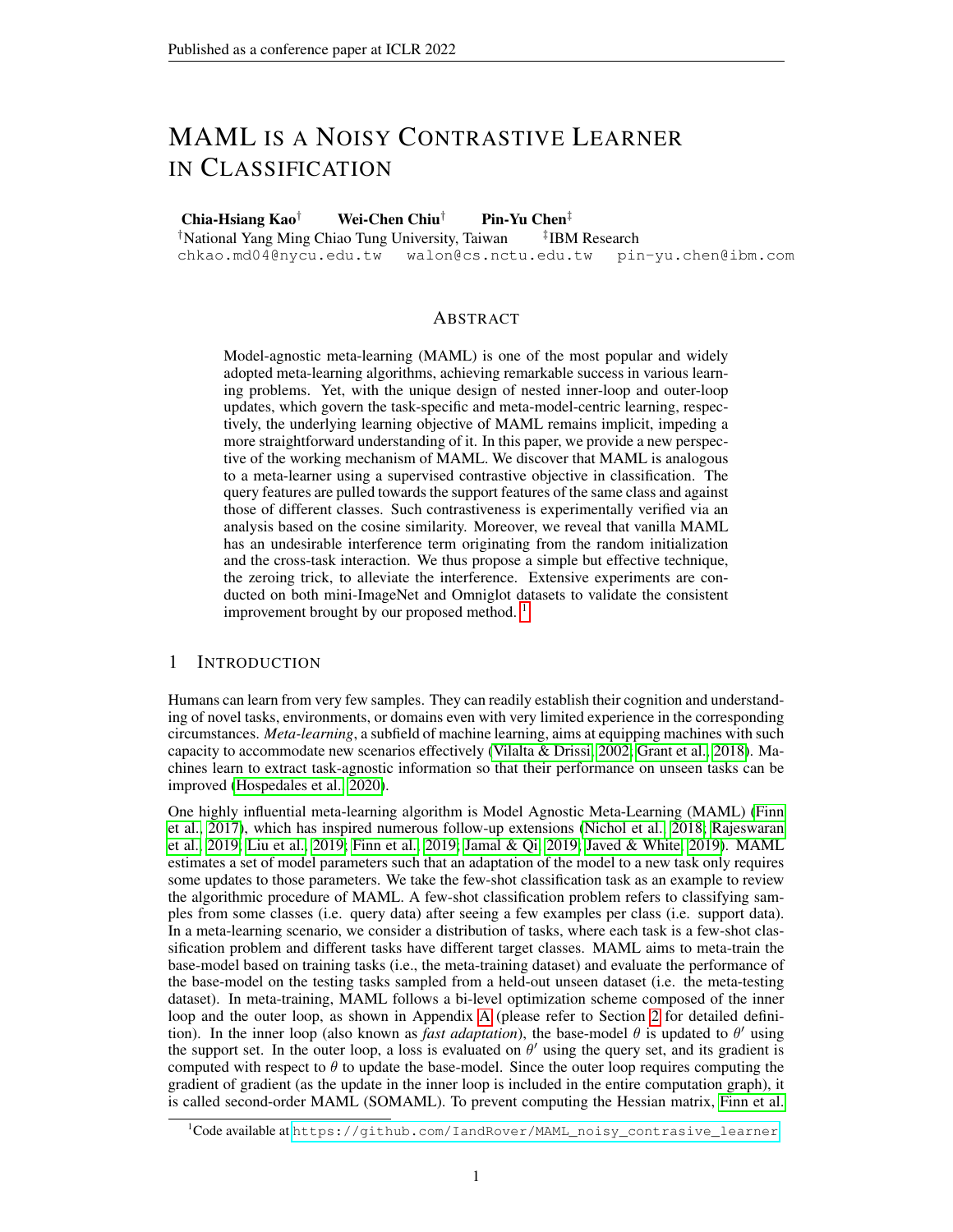# MAML IS A NOISY CONTRASTIVE LEARNER IN CLASSIFICATION

**Chia-Hsiang Kao**[†] **Wei-Chen Chiu**[†] **Pin-Yu Chen**[‡]

[†]National Yang Ming Chiao Tung University, Taiwan [‡]IBM Research

chkao.md04@nycu.edu.tw walon@cs.nctu.edu.tw pin-yu.chen@ibm.com

## ABSTRACT

Model-agnostic meta-learning (MAML) is one of the most popular and widely adopted meta-learning algorithms, achieving remarkable success in various learning problems. Yet, with the unique design of nested inner-loop and outer-loop updates, which govern the task-specific and meta-model-centric learning, respectively, the underlying learning objective of MAML remains implicit, impeding a more straightforward understanding of it. In this paper, we provide a new perspective of the working mechanism of MAML. We discover that MAML is analogous to a meta-learner using a supervised contrastive objective in classification. The query features are pulled towards the support features of the same class and against those of different classes. Such contrastiveness is experimentally verified via an analysis based on the cosine similarity. Moreover, we reveal that vanilla MAML has an undesirable interference term originating from the random initialization and the cross-task interaction. We thus propose a simple but effective technique, the zeroing trick, to alleviate the interference. Extensive experiments are conducted on both mini-ImageNet and Omniglot datasets to validate the consistent improvement brought by our proposed method. [1]

## 1 INTRODUCTION

Humans can learn from very few samples. They can readily establish their cognition and understanding of novel tasks, environments, or domains even with very limited experience in the corresponding circumstances. *Meta-learning*, a subfield of machine learning, aims at equipping machines with such capacity to accommodate new scenarios effectively (Vilalta & Drissi, 2002; Grant et al., 2018). Machines learn to extract task-agnostic information so that their performance on unseen tasks can be improved (Hospedales et al., 2020).

One highly influential meta-learning algorithm is Model Agnostic Meta-Learning (MAML) (Finn et al., 2017), which has inspired numerous follow-up extensions (Nichol et al., 2018; Rajeswaran et al., 2019; Liu et al., 2019; Finn et al., 2019; Jamal & Qi, 2019; Javed & White, 2019). MAML estimates a set of model parameters such that an adaptation of the model to a new task only requires some updates to those parameters. We take the few-shot classification task as an example to review the algorithmic procedure of MAML. A few-shot classification problem refers to classifying samples from some classes (i.e. query data) after seeing a few examples per class (i.e. support data). In a meta-learning scenario, we consider a distribution of tasks, where each task is a few-shot classification problem and different tasks have different target classes. MAML aims to meta-train the base-model based on training tasks (i.e., the meta-training dataset) and evaluate the performance of the base-model on the testing tasks sampled from a held-out unseen dataset (i.e. the meta-testing dataset). In meta-training, MAML follows a bi-level optimization scheme composed of the inner loop and the outer loop, as shown in Appendix A (please refer to Section 2 for detailed definition). In the inner loop (also known as *fast adaptation*), the base-model $\theta$ is updated to $\theta'$ using the support set. In the outer loop, a loss is evaluated on $\theta'$ using the query set, and its gradient is computed with respect to $\theta$ to update the base-model. Since the outer loop requires computing the gradient of gradient (as the update in the inner loop is included in the entire computation graph), it is called second-order MAML (SOMAML). To prevent computing the Hessian matrix, Finn et al.

[1]Code available at https://github.com/IandRover/MAML_noisy_contrasive_learner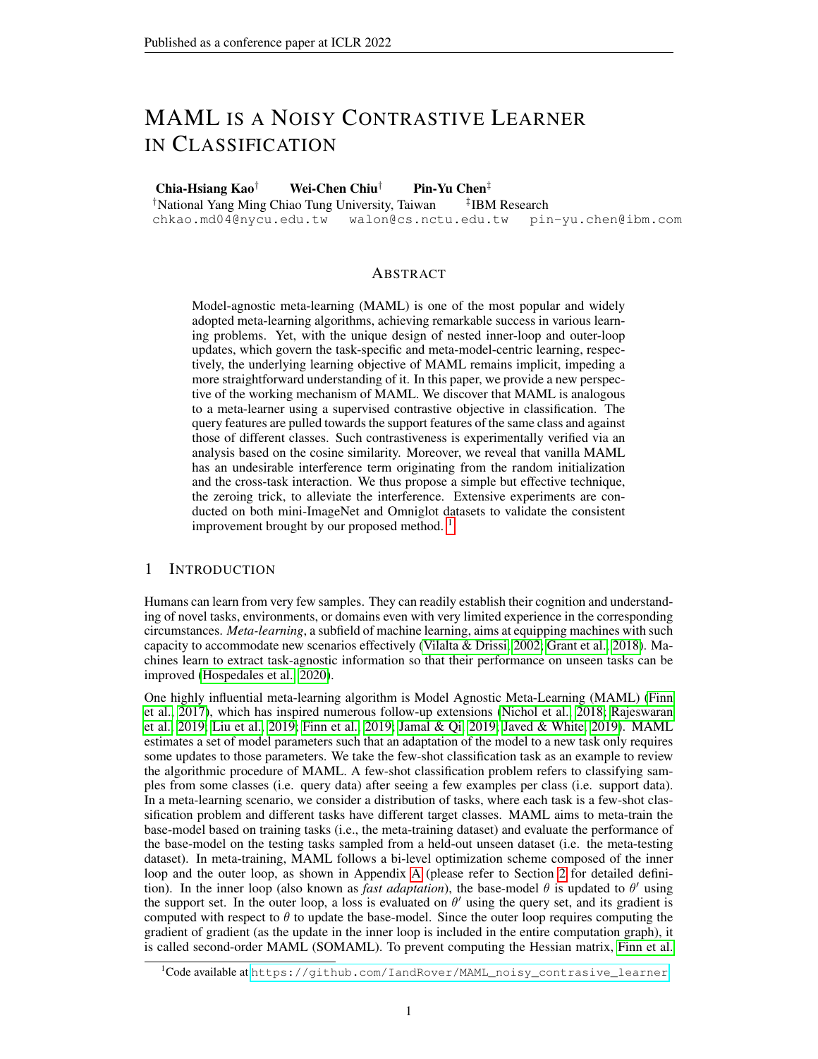# MAML IS A NOISY CONTRASTIVE LEARNER IN CLASSIFICATION

**Chia-Hsiang Kao**[†] **Wei-Chen Chiu**[†] **Pin-Yu Chen**[‡]

[†]National Yang Ming Chiao Tung University, Taiwan [‡]IBM Research

chkao.md04@nycu.edu.tw walon@cs.nctu.edu.tw pin-yu.chen@ibm.com

## ABSTRACT

Model-agnostic meta-learning (MAML) is one of the most popular and widely adopted meta-learning algorithms, achieving remarkable success in various learning problems. Yet, with the unique design of nested inner-loop and outer-loop updates, which govern the task-specific and meta-model-centric learning, respectively, the underlying learning objective of MAML remains implicit, impeding a more straightforward understanding of it. In this paper, we provide a new perspective of the working mechanism of MAML. We discover that MAML is analogous to a meta-learner using a supervised contrastive objective in classification. The query features are pulled towards the support features of the same class and against those of different classes. Such contrastiveness is experimentally verified via an analysis based on the cosine similarity. Moreover, we reveal that vanilla MAML has an undesirable interference term originating from the random initialization and the cross-task interaction. We thus propose a simple but effective technique, the zeroing trick, to alleviate the interference. Extensive experiments are conducted on both mini-ImageNet and Omniglot datasets to validate the consistent improvement brought by our proposed method. [1]

## 1 INTRODUCTION

Humans can learn from very few samples. They can readily establish their cognition and understanding of novel tasks, environments, or domains even with very limited experience in the corresponding circumstances. *Meta-learning*, a subfield of machine learning, aims at equipping machines with such capacity to accommodate new scenarios effectively (Vilalta & Drissi, 2002; Grant et al., 2018). Machines learn to extract task-agnostic information so that their performance on unseen tasks can be improved (Hospedales et al., 2020).

One highly influential meta-learning algorithm is Model Agnostic Meta-Learning (MAML) (Finn et al., 2017), which has inspired numerous follow-up extensions (Nichol et al., 2018; Rajeswaran et al., 2019; Liu et al., 2019; Finn et al., 2019; Jamal & Qi, 2019; Javed & White, 2019). MAML estimates a set of model parameters such that an adaptation of the model to a new task only requires some updates to those parameters. We take the few-shot classification task as an example to review the algorithmic procedure of MAML. A few-shot classification problem refers to classifying samples from some classes (i.e. query data) after seeing a few examples per class (i.e. support data). In a meta-learning scenario, we consider a distribution of tasks, where each task is a few-shot classification problem and different tasks have different target classes. MAML aims to meta-train the base-model based on training tasks (i.e., the meta-training dataset) and evaluate the performance of the base-model on the testing tasks sampled from a held-out unseen dataset (i.e. the meta-testing dataset). In meta-training, MAML follows a bi-level optimization scheme composed of the inner loop and the outer loop, as shown in Appendix A (please refer to Section 2 for detailed definition). In the inner loop (also known as *fast adaptation*), the base-model $\theta$ is updated to $\theta'$ using the support set. In the outer loop, a loss is evaluated on $\theta'$ using the query set, and its gradient is computed with respect to $\theta$ to update the base-model. Since the outer loop requires computing the gradient of gradient (as the update in the inner loop is included in the entire computation graph), it is called second-order MAML (SOMAML). To prevent computing the Hessian matrix, Finn et al.

[1]Code available at https://github.com/IandRover/MAML_noisy_contrasive_learner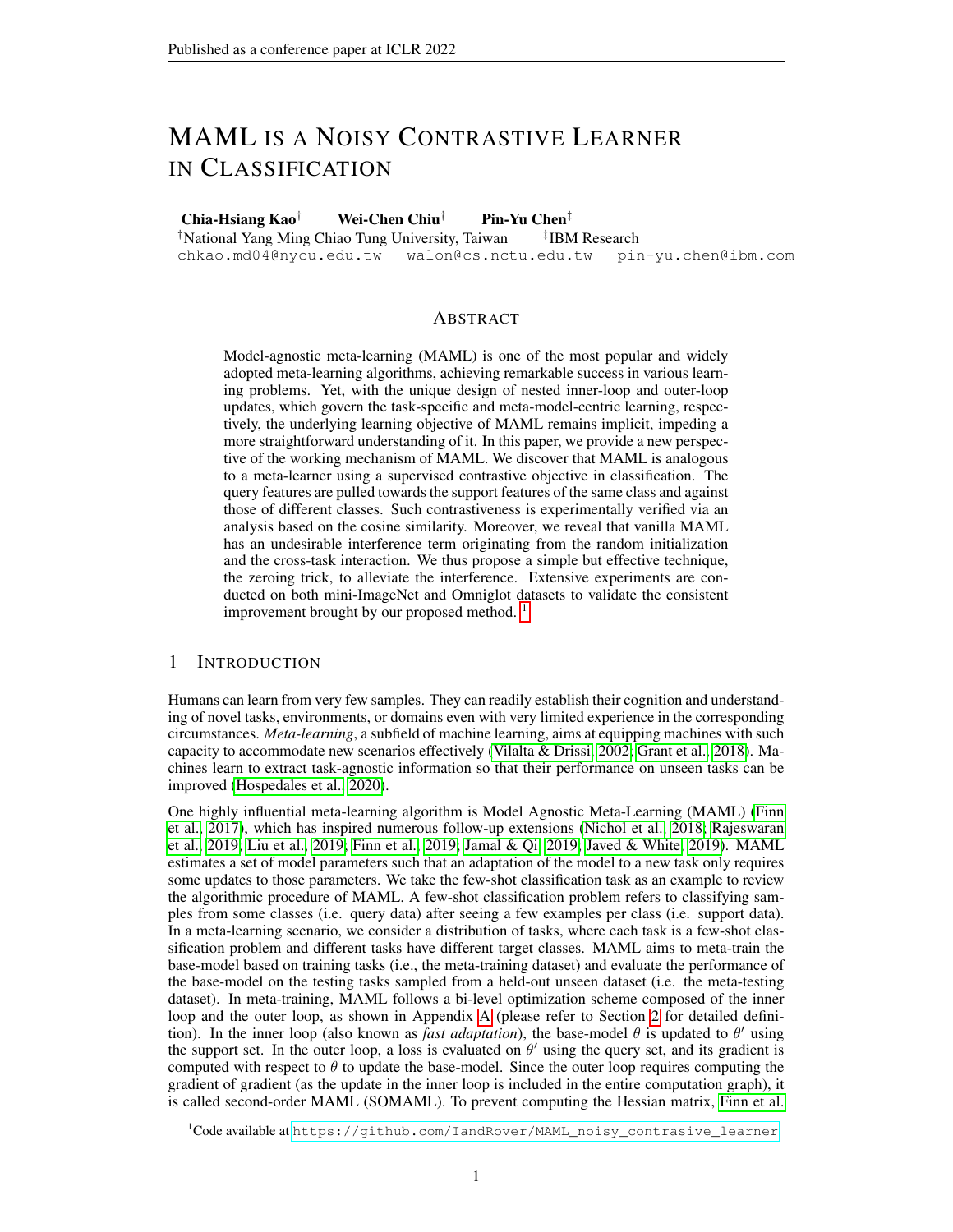# MAML IS A NOISY CONTRASTIVE LEARNER IN CLASSIFICATION

**Chia-Hsiang Kao**[†] **Wei-Chen Chiu**[†] **Pin-Yu Chen**[‡]

[†]National Yang Ming Chiao Tung University, Taiwan [‡]IBM Research

chkao.md04@nycu.edu.tw walon@cs.nctu.edu.tw pin-yu.chen@ibm.com

## ABSTRACT

Model-agnostic meta-learning (MAML) is one of the most popular and widely adopted meta-learning algorithms, achieving remarkable success in various learning problems. Yet, with the unique design of nested inner-loop and outer-loop updates, which govern the task-specific and meta-model-centric learning, respectively, the underlying learning objective of MAML remains implicit, impeding a more straightforward understanding of it. In this paper, we provide a new perspective of the working mechanism of MAML. We discover that MAML is analogous to a meta-learner using a supervised contrastive objective in classification. The query features are pulled towards the support features of the same class and against those of different classes. Such contrastiveness is experimentally verified via an analysis based on the cosine similarity. Moreover, we reveal that vanilla MAML has an undesirable interference term originating from the random initialization and the cross-task interaction. We thus propose a simple but effective technique, the zeroing trick, to alleviate the interference. Extensive experiments are conducted on both mini-ImageNet and Omniglot datasets to validate the consistent improvement brought by our proposed method. [1]

## 1 INTRODUCTION

Humans can learn from very few samples. They can readily establish their cognition and understanding of novel tasks, environments, or domains even with very limited experience in the corresponding circumstances. *Meta-learning*, a subfield of machine learning, aims at equipping machines with such capacity to accommodate new scenarios effectively (Vilalta & Drissi, 2002; Grant et al., 2018). Machines learn to extract task-agnostic information so that their performance on unseen tasks can be improved (Hospedales et al., 2020).

One highly influential meta-learning algorithm is Model Agnostic Meta-Learning (MAML) (Finn et al., 2017), which has inspired numerous follow-up extensions (Nichol et al., 2018; Rajeswaran et al., 2019; Liu et al., 2019; Finn et al., 2019; Jamal & Qi, 2019; Javed & White, 2019). MAML estimates a set of model parameters such that an adaptation of the model to a new task only requires some updates to those parameters. We take the few-shot classification task as an example to review the algorithmic procedure of MAML. A few-shot classification problem refers to classifying samples from some classes (i.e. query data) after seeing a few examples per class (i.e. support data). In a meta-learning scenario, we consider a distribution of tasks, where each task is a few-shot classification problem and different tasks have different target classes. MAML aims to meta-train the base-model based on training tasks (i.e., the meta-training dataset) and evaluate the performance of the base-model on the testing tasks sampled from a held-out unseen dataset (i.e. the meta-testing dataset). In meta-training, MAML follows a bi-level optimization scheme composed of the inner loop and the outer loop, as shown in Appendix A (please refer to Section 2 for detailed definition). In the inner loop (also known as *fast adaptation*), the base-model $\theta$ is updated to $\theta'$ using the support set. In the outer loop, a loss is evaluated on $\theta'$ using the query set, and its gradient is computed with respect to $\theta$ to update the base-model. Since the outer loop requires computing the gradient of gradient (as the update in the inner loop is included in the entire computation graph), it is called second-order MAML (SOMAML). To prevent computing the Hessian matrix, Finn et al.

[1] Code available at https://github.com/IandRover/MAML_noisy_contrasive_learner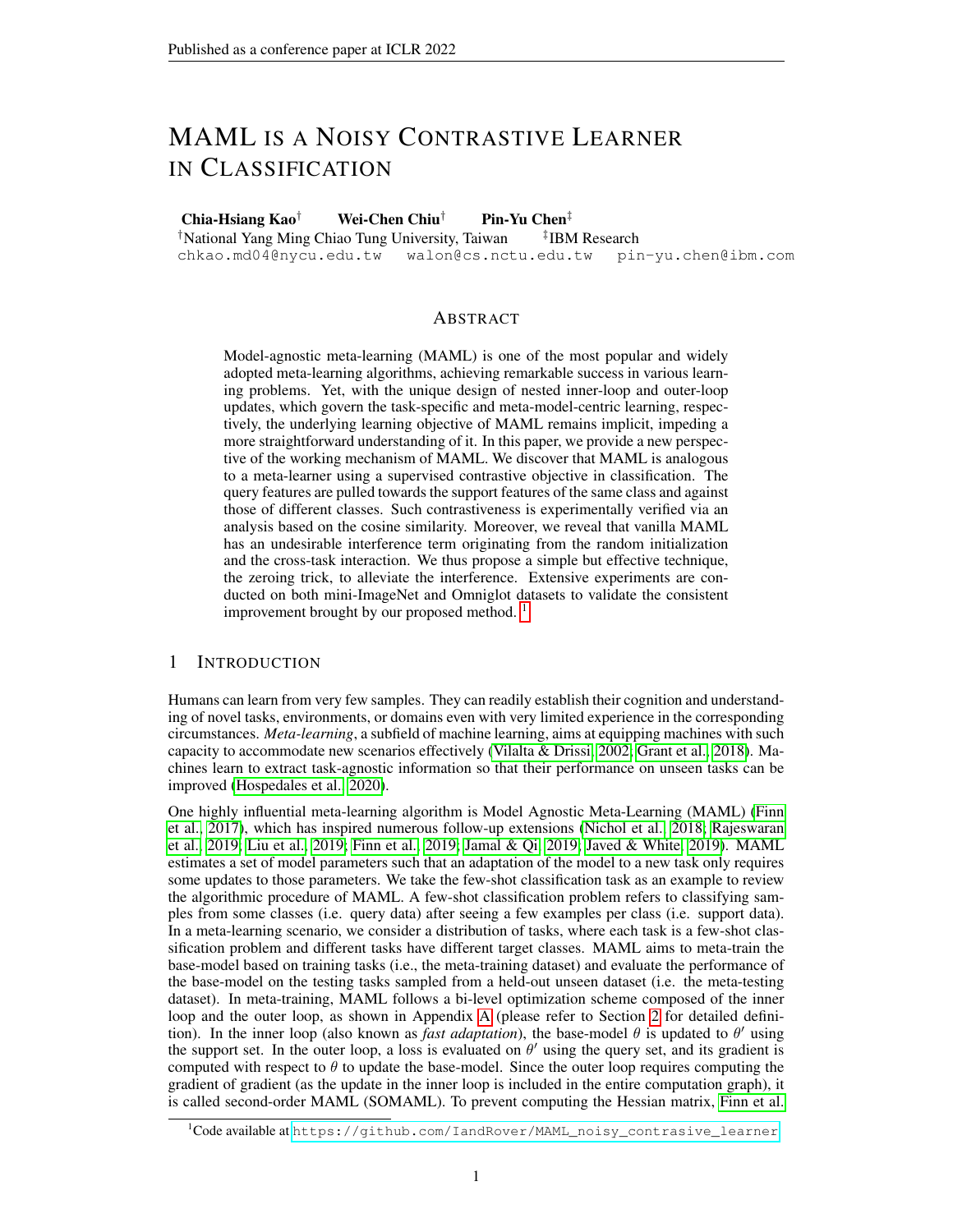# MAML IS A NOISY CONTRASTIVE LEARNER IN CLASSIFICATION

**Chia-Hsiang Kao**[†] **Wei-Chen Chiu**[†] **Pin-Yu Chen**[‡]

[†]National Yang Ming Chiao Tung University, Taiwan [‡]IBM Research

chkao.md04@nycu.edu.tw walon@cs.nctu.edu.tw pin-yu.chen@ibm.com

## ABSTRACT

Model-agnostic meta-learning (MAML) is one of the most popular and widely adopted meta-learning algorithms, achieving remarkable success in various learning problems. Yet, with the unique design of nested inner-loop and outer-loop updates, which govern the task-specific and meta-model-centric learning, respectively, the underlying learning objective of MAML remains implicit, impeding a more straightforward understanding of it. In this paper, we provide a new perspective of the working mechanism of MAML. We discover that MAML is analogous to a meta-learner using a supervised contrastive objective in classification. The query features are pulled towards the support features of the same class and against those of different classes. Such contrastiveness is experimentally verified via an analysis based on the cosine similarity. Moreover, we reveal that vanilla MAML has an undesirable interference term originating from the random initialization and the cross-task interaction. We thus propose a simple but effective technique, the zeroing trick, to alleviate the interference. Extensive experiments are conducted on both mini-ImageNet and Omniglot datasets to validate the consistent improvement brought by our proposed method. [1]

## 1 INTRODUCTION

Humans can learn from very few samples. They can readily establish their cognition and understanding of novel tasks, environments, or domains even with very limited experience in the corresponding circumstances. *Meta-learning*, a subfield of machine learning, aims at equipping machines with such capacity to accommodate new scenarios effectively (Vilalta & Drissi, 2002; Grant et al., 2018). Machines learn to extract task-agnostic information so that their performance on unseen tasks can be improved (Hospedales et al., 2020).

One highly influential meta-learning algorithm is Model Agnostic Meta-Learning (MAML) (Finn et al., 2017), which has inspired numerous follow-up extensions (Nichol et al., 2018; Rajeswaran et al., 2019; Liu et al., 2019; Finn et al., 2019; Jamal & Qi, 2019; Javed & White, 2019). MAML estimates a set of model parameters such that an adaptation of the model to a new task only requires some updates to those parameters. We take the few-shot classification task as an example to review the algorithmic procedure of MAML. A few-shot classification problem refers to classifying samples from some classes (i.e. query data) after seeing a few examples per class (i.e. support data). In a meta-learning scenario, we consider a distribution of tasks, where each task is a few-shot classification problem and different tasks have different target classes. MAML aims to meta-train the base-model based on training tasks (i.e., the meta-training dataset) and evaluate the performance of the base-model on the testing tasks sampled from a held-out unseen dataset (i.e. the meta-testing dataset). In meta-training, MAML follows a bi-level optimization scheme composed of the inner loop and the outer loop, as shown in Appendix A (please refer to Section 2 for detailed definition). In the inner loop (also known as *fast adaptation*), the base-model $\theta$ is updated to $\theta'$ using the support set. In the outer loop, a loss is evaluated on $\theta'$ using the query set, and its gradient is computed with respect to $\theta$ to update the base-model. Since the outer loop requires computing the gradient of gradient (as the update in the inner loop is included in the entire computation graph), it is called second-order MAML (SOMAML). To prevent computing the Hessian matrix, Finn et al.

[1]Code available at https://github.com/IandRover/MAML_noisy_contrasive_learner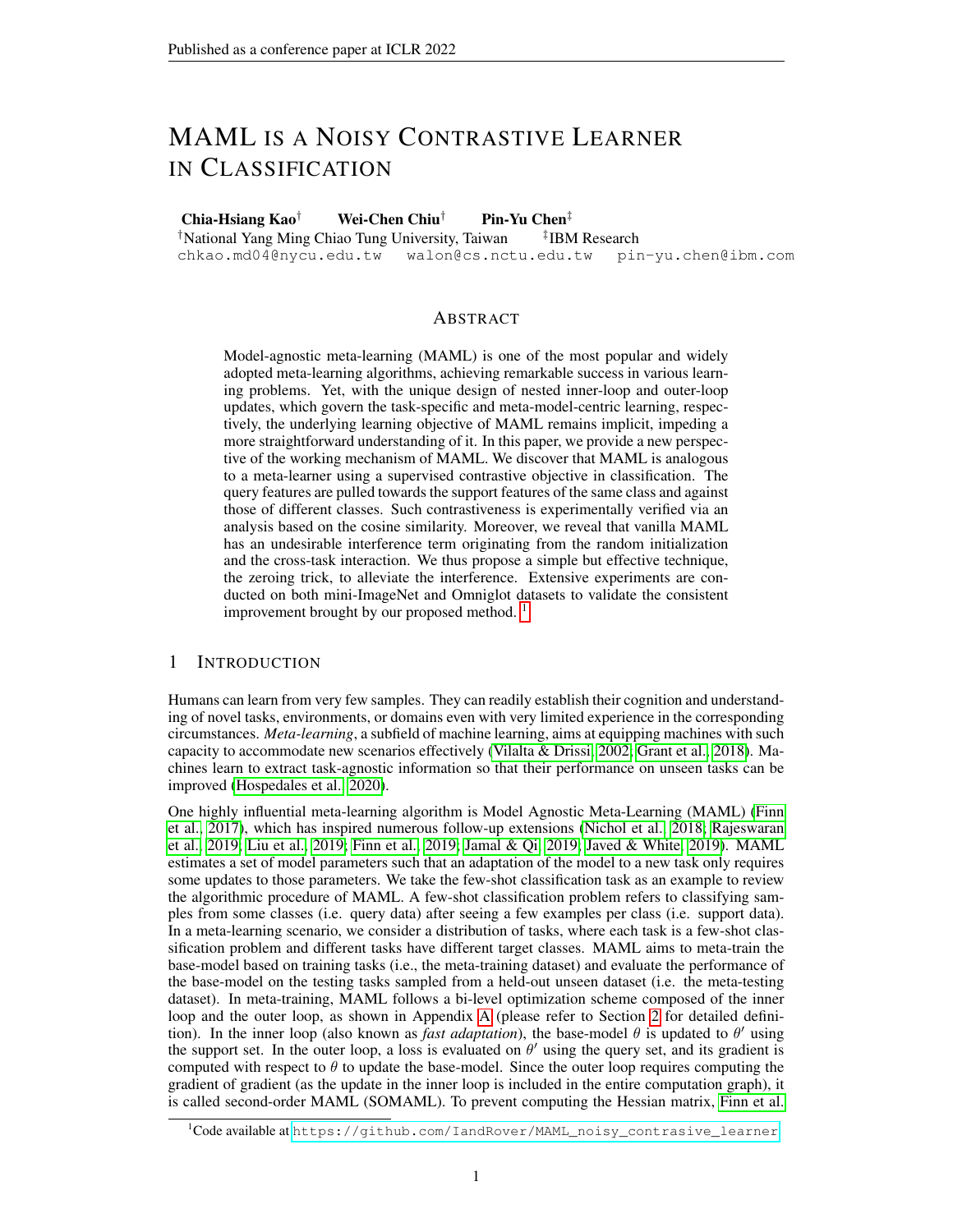# MAML IS A NOISY CONTRASTIVE LEARNER IN CLASSIFICATION

**Chia-Hsiang Kao**[†] **Wei-Chen Chiu**[†] **Pin-Yu Chen**[‡]

[†]National Yang Ming Chiao Tung University, Taiwan [‡]IBM Research

chkao.md04@nycu.edu.tw walon@cs.nctu.edu.tw pin-yu.chen@ibm.com

## ABSTRACT

Model-agnostic meta-learning (MAML) is one of the most popular and widely adopted meta-learning algorithms, achieving remarkable success in various learning problems. Yet, with the unique design of nested inner-loop and outer-loop updates, which govern the task-specific and meta-model-centric learning, respectively, the underlying learning objective of MAML remains implicit, impeding a more straightforward understanding of it. In this paper, we provide a new perspective of the working mechanism of MAML. We discover that MAML is analogous to a meta-learner using a supervised contrastive objective in classification. The query features are pulled towards the support features of the same class and against those of different classes. Such contrastiveness is experimentally verified via an analysis based on the cosine similarity. Moreover, we reveal that vanilla MAML has an undesirable interference term originating from the random initialization and the cross-task interaction. We thus propose a simple but effective technique, the zeroing trick, to alleviate the interference. Extensive experiments are conducted on both mini-ImageNet and Omniglot datasets to validate the consistent improvement brought by our proposed method. [1]

## 1 INTRODUCTION

Humans can learn from very few samples. They can readily establish their cognition and understanding of novel tasks, environments, or domains even with very limited experience in the corresponding circumstances. *Meta-learning*, a subfield of machine learning, aims at equipping machines with such capacity to accommodate new scenarios effectively (Vilalta & Drissi, 2002; Grant et al., 2018). Machines learn to extract task-agnostic information so that their performance on unseen tasks can be improved (Hospedales et al., 2020).

One highly influential meta-learning algorithm is Model Agnostic Meta-Learning (MAML) (Finn et al., 2017), which has inspired numerous follow-up extensions (Nichol et al., 2018; Rajeswaran et al., 2019; Liu et al., 2019; Finn et al., 2019; Jamal & Qi, 2019; Javed & White, 2019). MAML estimates a set of model parameters such that an adaptation of the model to a new task only requires some updates to those parameters. We take the few-shot classification task as an example to review the algorithmic procedure of MAML. A few-shot classification problem refers to classifying samples from some classes (i.e. query data) after seeing a few examples per class (i.e. support data). In a meta-learning scenario, we consider a distribution of tasks, where each task is a few-shot classification problem and different tasks have different target classes. MAML aims to meta-train the base-model based on training tasks (i.e., the meta-training dataset) and evaluate the performance of the base-model on the testing tasks sampled from a held-out unseen dataset (i.e. the meta-testing dataset). In meta-training, MAML follows a bi-level optimization scheme composed of the inner loop and the outer loop, as shown in Appendix A (please refer to Section 2 for detailed definition). In the inner loop (also known as *fast adaptation*), the base-model $\theta$ is updated to $\theta'$ using the support set. In the outer loop, a loss is evaluated on $\theta'$ using the query set, and its gradient is computed with respect to $\theta$ to update the base-model. Since the outer loop requires computing the gradient of gradient (as the update in the inner loop is included in the entire computation graph), it is called second-order MAML (SOMAML). To prevent computing the Hessian matrix, Finn et al.

[1] Code available at https://github.com/IandRover/MAML_noisy_contrasive_learner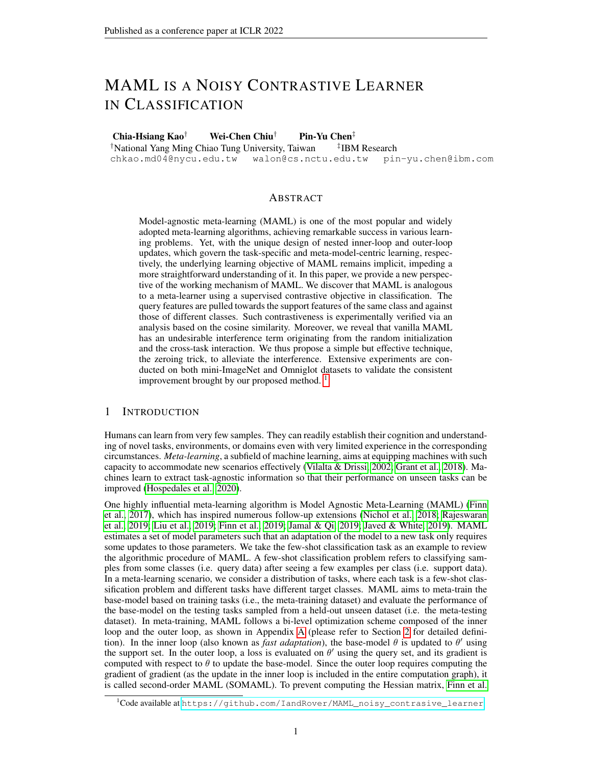# MAML IS A NOISY CONTRASTIVE LEARNER IN CLASSIFICATION

**Chia-Hsiang Kao**[†] **Wei-Chen Chiu**[†] **Pin-Yu Chen**[‡]

[†]National Yang Ming Chiao Tung University, Taiwan [‡]IBM Research

chkao.md04@nycu.edu.tw walon@cs.nctu.edu.tw pin-yu.chen@ibm.com

## ABSTRACT

Model-agnostic meta-learning (MAML) is one of the most popular and widely adopted meta-learning algorithms, achieving remarkable success in various learning problems. Yet, with the unique design of nested inner-loop and outer-loop updates, which govern the task-specific and meta-model-centric learning, respectively, the underlying learning objective of MAML remains implicit, impeding a more straightforward understanding of it. In this paper, we provide a new perspective of the working mechanism of MAML. We discover that MAML is analogous to a meta-learner using a supervised contrastive objective in classification. The query features are pulled towards the support features of the same class and against those of different classes. Such contrastiveness is experimentally verified via an analysis based on the cosine similarity. Moreover, we reveal that vanilla MAML has an undesirable interference term originating from the random initialization and the cross-task interaction. We thus propose a simple but effective technique, the zeroing trick, to alleviate the interference. Extensive experiments are conducted on both mini-ImageNet and Omniglot datasets to validate the consistent improvement brought by our proposed method. [1]

## 1 INTRODUCTION

Humans can learn from very few samples. They can readily establish their cognition and understanding of novel tasks, environments, or domains even with very limited experience in the corresponding circumstances. *Meta-learning*, a subfield of machine learning, aims at equipping machines with such capacity to accommodate new scenarios effectively (Vilalta & Drissi, 2002; Grant et al., 2018). Machines learn to extract task-agnostic information so that their performance on unseen tasks can be improved (Hospedales et al., 2020).

One highly influential meta-learning algorithm is Model Agnostic Meta-Learning (MAML) (Finn et al., 2017), which has inspired numerous follow-up extensions (Nichol et al., 2018; Rajeswaran et al., 2019; Liu et al., 2019; Finn et al., 2019; Jamal & Qi, 2019; Javed & White, 2019). MAML estimates a set of model parameters such that an adaptation of the model to a new task only requires some updates to those parameters. We take the few-shot classification task as an example to review the algorithmic procedure of MAML. A few-shot classification problem refers to classifying samples from some classes (i.e. query data) after seeing a few examples per class (i.e. support data). In a meta-learning scenario, we consider a distribution of tasks, where each task is a few-shot classification problem and different tasks have different target classes. MAML aims to meta-train the base-model based on training tasks (i.e., the meta-training dataset) and evaluate the performance of the base-model on the testing tasks sampled from a held-out unseen dataset (i.e. the meta-testing dataset). In meta-training, MAML follows a bi-level optimization scheme composed of the inner loop and the outer loop, as shown in Appendix A (please refer to Section 2 for detailed definition). In the inner loop (also known as *fast adaptation*), the base-model $\theta$ is updated to $\theta'$ using the support set. In the outer loop, a loss is evaluated on $\theta'$ using the query set, and its gradient is computed with respect to $\theta$ to update the base-model. Since the outer loop requires computing the gradient of gradient (as the update in the inner loop is included in the entire computation graph), it is called second-order MAML (SOMAML). To prevent computing the Hessian matrix, Finn et al.

[1]Code available at https://github.com/IandRover/MAML_noisy_contrasive_learner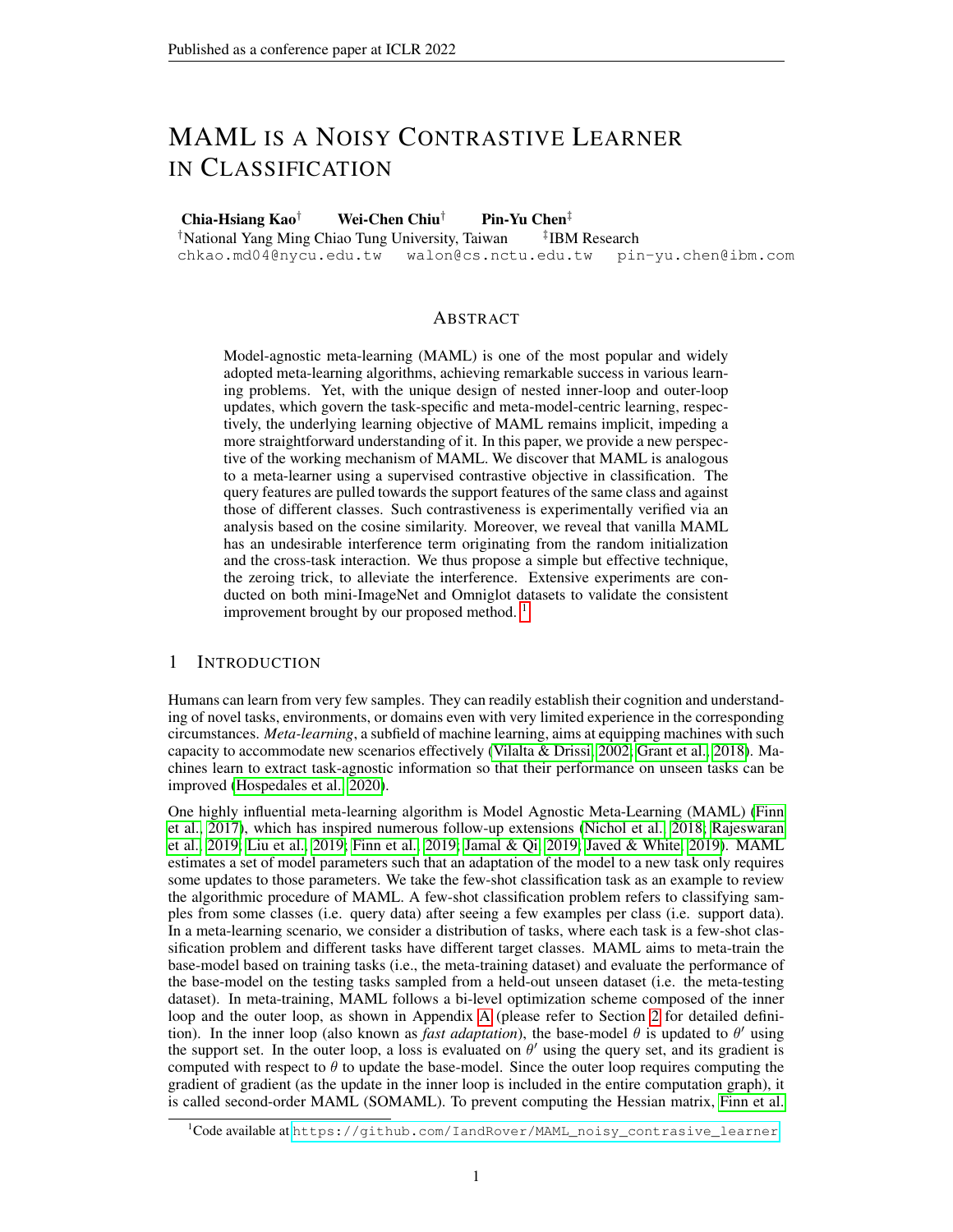# MAML IS A NOISY CONTRASTIVE LEARNER IN CLASSIFICATION

**Chia-Hsiang Kao**[†] **Wei-Chen Chiu**[†] **Pin-Yu Chen**[‡]

[†]National Yang Ming Chiao Tung University, Taiwan [‡]IBM Research

chkao.md04@nycu.edu.tw walon@cs.nctu.edu.tw pin-yu.chen@ibm.com

## ABSTRACT

Model-agnostic meta-learning (MAML) is one of the most popular and widely adopted meta-learning algorithms, achieving remarkable success in various learning problems. Yet, with the unique design of nested inner-loop and outer-loop updates, which govern the task-specific and meta-model-centric learning, respectively, the underlying learning objective of MAML remains implicit, impeding a more straightforward understanding of it. In this paper, we provide a new perspective of the working mechanism of MAML. We discover that MAML is analogous to a meta-learner using a supervised contrastive objective in classification. The query features are pulled towards the support features of the same class and against those of different classes. Such contrastiveness is experimentally verified via an analysis based on the cosine similarity. Moreover, we reveal that vanilla MAML has an undesirable interference term originating from the random initialization and the cross-task interaction. We thus propose a simple but effective technique, the zeroing trick, to alleviate the interference. Extensive experiments are conducted on both mini-ImageNet and Omniglot datasets to validate the consistent improvement brought by our proposed method. [1]

## 1 INTRODUCTION

Humans can learn from very few samples. They can readily establish their cognition and understanding of novel tasks, environments, or domains even with very limited experience in the corresponding circumstances. *Meta-learning*, a subfield of machine learning, aims at equipping machines with such capacity to accommodate new scenarios effectively (Vilalta & Drissi, 2002; Grant et al., 2018). Machines learn to extract task-agnostic information so that their performance on unseen tasks can be improved (Hospedales et al., 2020).

One highly influential meta-learning algorithm is Model Agnostic Meta-Learning (MAML) (Finn et al., 2017), which has inspired numerous follow-up extensions (Nichol et al., 2018; Rajeswaran et al., 2019; Liu et al., 2019; Finn et al., 2019; Jamal & Qi, 2019; Javed & White, 2019). MAML estimates a set of model parameters such that an adaptation of the model to a new task only requires some updates to those parameters. We take the few-shot classification task as an example to review the algorithmic procedure of MAML. A few-shot classification problem refers to classifying samples from some classes (i.e. query data) after seeing a few examples per class (i.e. support data). In a meta-learning scenario, we consider a distribution of tasks, where each task is a few-shot classification problem and different tasks have different target classes. MAML aims to meta-train the base-model based on training tasks (i.e., the meta-training dataset) and evaluate the performance of the base-model on the testing tasks sampled from a held-out unseen dataset (i.e. the meta-testing dataset). In meta-training, MAML follows a bi-level optimization scheme composed of the inner loop and the outer loop, as shown in Appendix A (please refer to Section 2 for detailed definition). In the inner loop (also known as *fast adaptation*), the base-model $\theta$ is updated to $\theta'$ using the support set. In the outer loop, a loss is evaluated on $\theta'$ using the query set, and its gradient is computed with respect to $\theta$ to update the base-model. Since the outer loop requires computing the gradient of gradient (as the update in the inner loop is included in the entire computation graph), it is called second-order MAML (SOMAML). To prevent computing the Hessian matrix, Finn et al.

[1]Code available at https://github.com/IandRover/MAML_noisy_contrasive_learner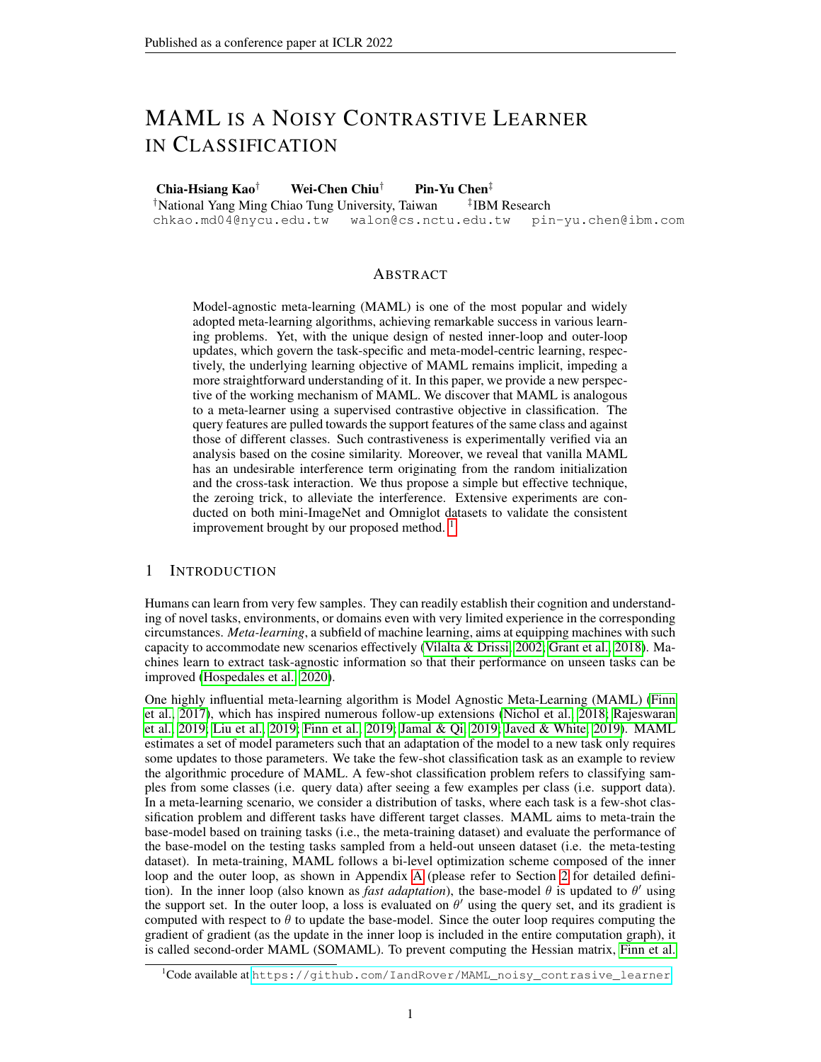# MAML IS A NOISY CONTRASTIVE LEARNER IN CLASSIFICATION

**Chia-Hsiang Kao**[†] **Wei-Chen Chiu**[†] **Pin-Yu Chen**[‡]

[†]National Yang Ming Chiao Tung University, Taiwan [‡]IBM Research

chkao.md04@nycu.edu.tw walon@cs.nctu.edu.tw pin-yu.chen@ibm.com

## ABSTRACT

Model-agnostic meta-learning (MAML) is one of the most popular and widely adopted meta-learning algorithms, achieving remarkable success in various learning problems. Yet, with the unique design of nested inner-loop and outer-loop updates, which govern the task-specific and meta-model-centric learning, respectively, the underlying learning objective of MAML remains implicit, impeding a more straightforward understanding of it. In this paper, we provide a new perspective of the working mechanism of MAML. We discover that MAML is analogous to a meta-learner using a supervised contrastive objective in classification. The query features are pulled towards the support features of the same class and against those of different classes. Such contrastiveness is experimentally verified via an analysis based on the cosine similarity. Moreover, we reveal that vanilla MAML has an undesirable interference term originating from the random initialization and the cross-task interaction. We thus propose a simple but effective technique, the zeroing trick, to alleviate the interference. Extensive experiments are conducted on both mini-ImageNet and Omniglot datasets to validate the consistent improvement brought by our proposed method. [1]

## 1 INTRODUCTION

Humans can learn from very few samples. They can readily establish their cognition and understanding of novel tasks, environments, or domains even with very limited experience in the corresponding circumstances. *Meta-learning*, a subfield of machine learning, aims at equipping machines with such capacity to accommodate new scenarios effectively (Vilalta & Drissi, 2002; Grant et al., 2018). Machines learn to extract task-agnostic information so that their performance on unseen tasks can be improved (Hospedales et al., 2020).

One highly influential meta-learning algorithm is Model Agnostic Meta-Learning (MAML) (Finn et al., 2017), which has inspired numerous follow-up extensions (Nichol et al., 2018; Rajeswaran et al., 2019; Liu et al., 2019; Finn et al., 2019; Jamal & Qi, 2019; Javed & White, 2019). MAML estimates a set of model parameters such that an adaptation of the model to a new task only requires some updates to those parameters. We take the few-shot classification task as an example to review the algorithmic procedure of MAML. A few-shot classification problem refers to classifying samples from some classes (i.e. query data) after seeing a few examples per class (i.e. support data). In a meta-learning scenario, we consider a distribution of tasks, where each task is a few-shot classification problem and different tasks have different target classes. MAML aims to meta-train the base-model based on training tasks (i.e., the meta-training dataset) and evaluate the performance of the base-model on the testing tasks sampled from a held-out unseen dataset (i.e. the meta-testing dataset). In meta-training, MAML follows a bi-level optimization scheme composed of the inner loop and the outer loop, as shown in Appendix A (please refer to Section 2 for detailed definition). In the inner loop (also known as *fast adaptation*), the base-model $\theta$ is updated to $\theta'$ using the support set. In the outer loop, a loss is evaluated on $\theta'$ using the query set, and its gradient is computed with respect to $\theta$ to update the base-model. Since the outer loop requires computing the gradient of gradient (as the update in the inner loop is included in the entire computation graph), it is called second-order MAML (SOMAML). To prevent computing the Hessian matrix, Finn et al.

[1] Code available at https://github.com/IandRover/MAML_noisy_contrasive_learner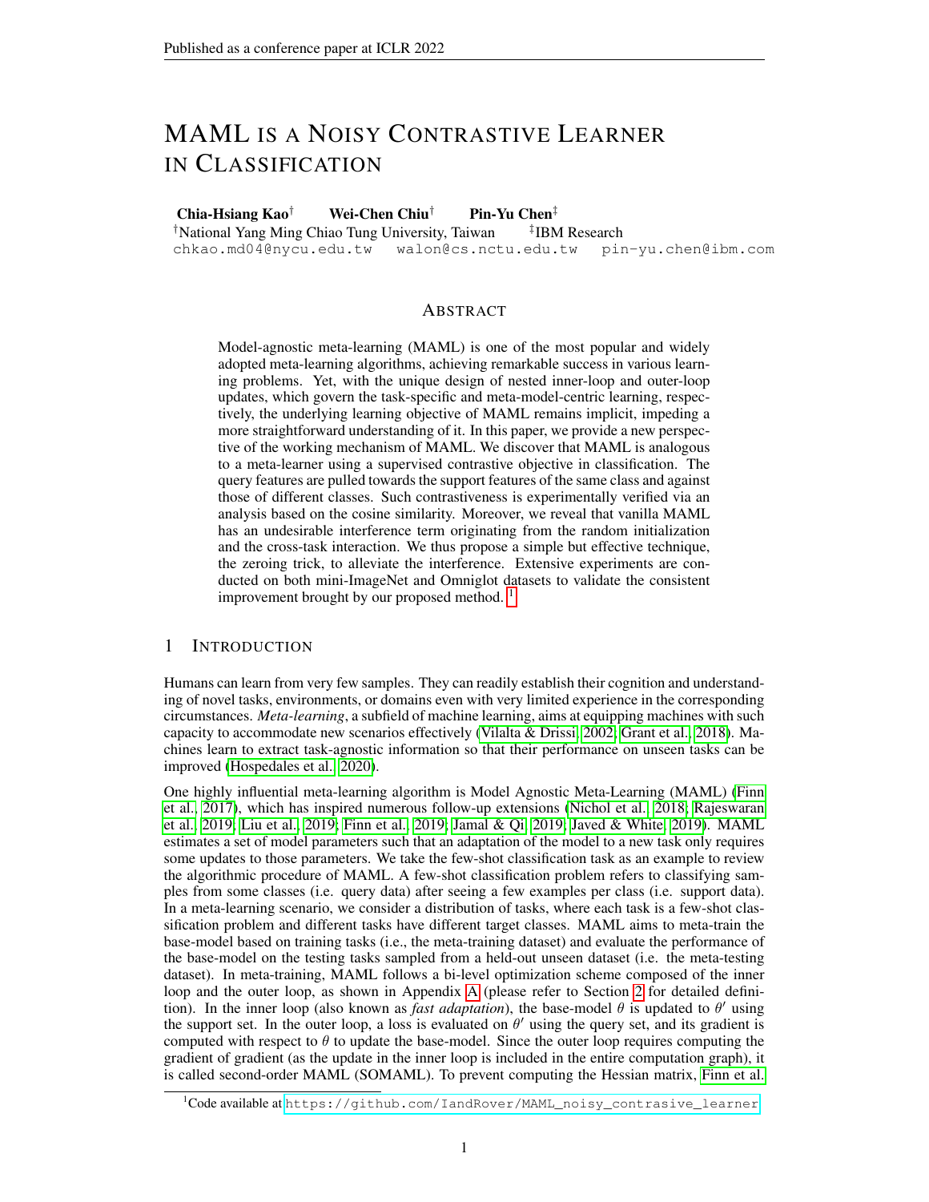# MAML IS A NOISY CONTRASTIVE LEARNER IN CLASSIFICATION

**Chia-Hsiang Kao**[†] **Wei-Chen Chiu**[†] **Pin-Yu Chen**[‡]

[†]National Yang Ming Chiao Tung University, Taiwan [‡]IBM Research

chkao.md04@nycu.edu.tw walon@cs.nctu.edu.tw pin-yu.chen@ibm.com

## ABSTRACT

Model-agnostic meta-learning (MAML) is one of the most popular and widely adopted meta-learning algorithms, achieving remarkable success in various learning problems. Yet, with the unique design of nested inner-loop and outer-loop updates, which govern the task-specific and meta-model-centric learning, respectively, the underlying learning objective of MAML remains implicit, impeding a more straightforward understanding of it. In this paper, we provide a new perspective of the working mechanism of MAML. We discover that MAML is analogous to a meta-learner using a supervised contrastive objective in classification. The query features are pulled towards the support features of the same class and against those of different classes. Such contrastiveness is experimentally verified via an analysis based on the cosine similarity. Moreover, we reveal that vanilla MAML has an undesirable interference term originating from the random initialization and the cross-task interaction. We thus propose a simple but effective technique, the zeroing trick, to alleviate the interference. Extensive experiments are conducted on both mini-ImageNet and Omniglot datasets to validate the consistent improvement brought by our proposed method. [1]

## 1 INTRODUCTION

Humans can learn from very few samples. They can readily establish their cognition and understanding of novel tasks, environments, or domains even with very limited experience in the corresponding circumstances. *Meta-learning*, a subfield of machine learning, aims at equipping machines with such capacity to accommodate new scenarios effectively (Vilalta & Drissi, 2002; Grant et al., 2018). Machines learn to extract task-agnostic information so that their performance on unseen tasks can be improved (Hospedales et al., 2020).

One highly influential meta-learning algorithm is Model Agnostic Meta-Learning (MAML) (Finn et al., 2017), which has inspired numerous follow-up extensions (Nichol et al., 2018; Rajeswaran et al., 2019; Liu et al., 2019; Finn et al., 2019; Jamal & Qi, 2019; Javed & White, 2019). MAML estimates a set of model parameters such that an adaptation of the model to a new task only requires some updates to those parameters. We take the few-shot classification task as an example to review the algorithmic procedure of MAML. A few-shot classification problem refers to classifying samples from some classes (i.e. query data) after seeing a few examples per class (i.e. support data). In a meta-learning scenario, we consider a distribution of tasks, where each task is a few-shot classification problem and different tasks have different target classes. MAML aims to meta-train the base-model based on training tasks (i.e., the meta-training dataset) and evaluate the performance of the base-model on the testing tasks sampled from a held-out unseen dataset (i.e. the meta-testing dataset). In meta-training, MAML follows a bi-level optimization scheme composed of the inner loop and the outer loop, as shown in Appendix A (please refer to Section 2 for detailed definition). In the inner loop (also known as *fast adaptation*), the base-model $\theta$ is updated to $\theta'$ using the support set. In the outer loop, a loss is evaluated on $\theta'$ using the query set, and its gradient is computed with respect to $\theta$ to update the base-model. Since the outer loop requires computing the gradient of gradient (as the update in the inner loop is included in the entire computation graph), it is called second-order MAML (SOMAML). To prevent computing the Hessian matrix, Finn et al.

[1]Code available at https://github.com/IandRover/MAML_noisy_contrasive_learner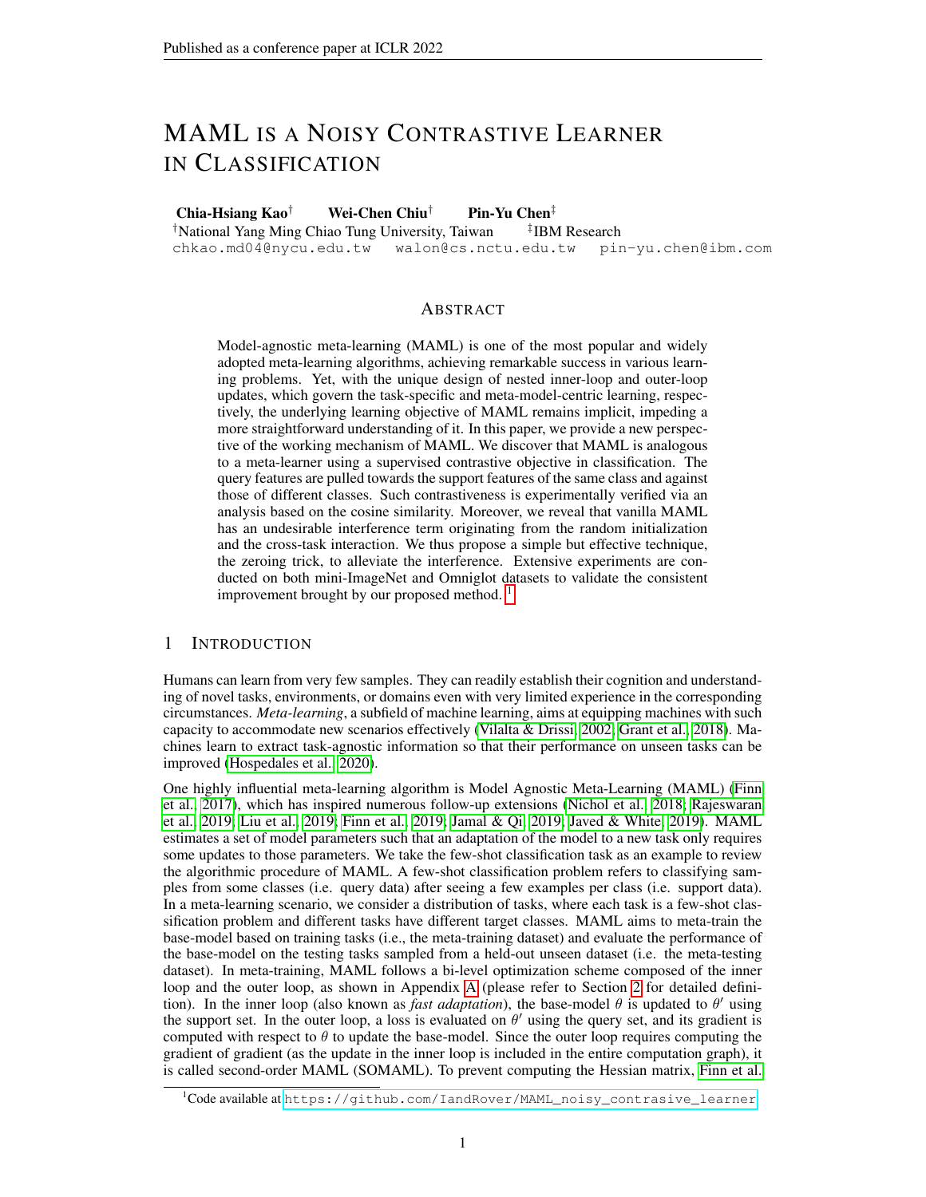# MAML IS A NOISY CONTRASTIVE LEARNER IN CLASSIFICATION

**Chia-Hsiang Kao**[†] **Wei-Chen Chiu**[†] **Pin-Yu Chen**[‡]

[†]National Yang Ming Chiao Tung University, Taiwan [‡]IBM Research

chkao.md04@nycu.edu.tw walon@cs.nctu.edu.tw pin-yu.chen@ibm.com

## ABSTRACT

Model-agnostic meta-learning (MAML) is one of the most popular and widely adopted meta-learning algorithms, achieving remarkable success in various learning problems. Yet, with the unique design of nested inner-loop and outer-loop updates, which govern the task-specific and meta-model-centric learning, respectively, the underlying learning objective of MAML remains implicit, impeding a more straightforward understanding of it. In this paper, we provide a new perspective of the working mechanism of MAML. We discover that MAML is analogous to a meta-learner using a supervised contrastive objective in classification. The query features are pulled towards the support features of the same class and against those of different classes. Such contrastiveness is experimentally verified via an analysis based on the cosine similarity. Moreover, we reveal that vanilla MAML has an undesirable interference term originating from the random initialization and the cross-task interaction. We thus propose a simple but effective technique, the zeroing trick, to alleviate the interference. Extensive experiments are conducted on both mini-ImageNet and Omniglot datasets to validate the consistent improvement brought by our proposed method. [1]

## 1 INTRODUCTION

Humans can learn from very few samples. They can readily establish their cognition and understanding of novel tasks, environments, or domains even with very limited experience in the corresponding circumstances. *Meta-learning*, a subfield of machine learning, aims at equipping machines with such capacity to accommodate new scenarios effectively (Vilalta & Drissi, 2002; Grant et al., 2018). Machines learn to extract task-agnostic information so that their performance on unseen tasks can be improved (Hospedales et al., 2020).

One highly influential meta-learning algorithm is Model Agnostic Meta-Learning (MAML) (Finn et al., 2017), which has inspired numerous follow-up extensions (Nichol et al., 2018; Rajeswaran et al., 2019; Liu et al., 2019; Finn et al., 2019; Jamal & Qi, 2019; Javed & White, 2019). MAML estimates a set of model parameters such that an adaptation of the model to a new task only requires some updates to those parameters. We take the few-shot classification task as an example to review the algorithmic procedure of MAML. A few-shot classification problem refers to classifying samples from some classes (i.e. query data) after seeing a few examples per class (i.e. support data). In a meta-learning scenario, we consider a distribution of tasks, where each task is a few-shot classification problem and different tasks have different target classes. MAML aims to meta-train the base-model based on training tasks (i.e., the meta-training dataset) and evaluate the performance of the base-model on the testing tasks sampled from a held-out unseen dataset (i.e. the meta-testing dataset). In meta-training, MAML follows a bi-level optimization scheme composed of the inner loop and the outer loop, as shown in Appendix A (please refer to Section 2 for detailed definition). In the inner loop (also known as *fast adaptation*), the base-model $\theta$ is updated to $\theta'$ using the support set. In the outer loop, a loss is evaluated on $\theta'$ using the query set, and its gradient is computed with respect to $\theta$ to update the base-model. Since the outer loop requires computing the gradient of gradient (as the update in the inner loop is included in the entire computation graph), it is called second-order MAML (SOMAML). To prevent computing the Hessian matrix, Finn et al.

[1]Code available at https://github.com/IandRover/MAML_noisy_contrasive_learner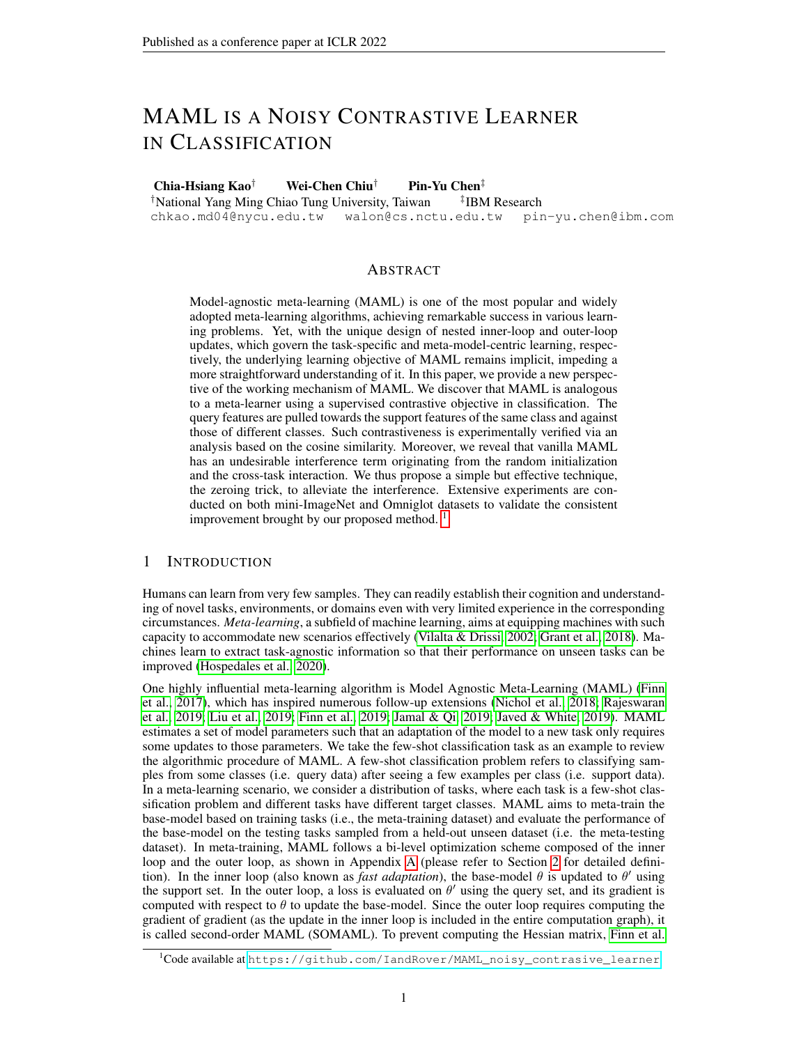# MAML IS A NOISY CONTRASTIVE LEARNER IN CLASSIFICATION

**Chia-Hsiang Kao**[†] **Wei-Chen Chiu**[†] **Pin-Yu Chen**[‡]

[†]National Yang Ming Chiao Tung University, Taiwan [‡]IBM Research

chkao.md04@nycu.edu.tw walon@cs.nctu.edu.tw pin-yu.chen@ibm.com

## ABSTRACT

Model-agnostic meta-learning (MAML) is one of the most popular and widely adopted meta-learning algorithms, achieving remarkable success in various learning problems. Yet, with the unique design of nested inner-loop and outer-loop updates, which govern the task-specific and meta-model-centric learning, respectively, the underlying learning objective of MAML remains implicit, impeding a more straightforward understanding of it. In this paper, we provide a new perspective of the working mechanism of MAML. We discover that MAML is analogous to a meta-learner using a supervised contrastive objective in classification. The query features are pulled towards the support features of the same class and against those of different classes. Such contrastiveness is experimentally verified via an analysis based on the cosine similarity. Moreover, we reveal that vanilla MAML has an undesirable interference term originating from the random initialization and the cross-task interaction. We thus propose a simple but effective technique, the zeroing trick, to alleviate the interference. Extensive experiments are conducted on both mini-ImageNet and Omniglot datasets to validate the consistent improvement brought by our proposed method. [1]

## 1 INTRODUCTION

Humans can learn from very few samples. They can readily establish their cognition and understanding of novel tasks, environments, or domains even with very limited experience in the corresponding circumstances. *Meta-learning*, a subfield of machine learning, aims at equipping machines with such capacity to accommodate new scenarios effectively (Vilalta & Drissi, 2002; Grant et al., 2018). Machines learn to extract task-agnostic information so that their performance on unseen tasks can be improved (Hospedales et al., 2020).

One highly influential meta-learning algorithm is Model Agnostic Meta-Learning (MAML) (Finn et al., 2017), which has inspired numerous follow-up extensions (Nichol et al., 2018; Rajeswaran et al., 2019; Liu et al., 2019; Finn et al., 2019; Jamal & Qi, 2019; Javed & White, 2019). MAML estimates a set of model parameters such that an adaptation of the model to a new task only requires some updates to those parameters. We take the few-shot classification task as an example to review the algorithmic procedure of MAML. A few-shot classification problem refers to classifying samples from some classes (i.e. query data) after seeing a few examples per class (i.e. support data). In a meta-learning scenario, we consider a distribution of tasks, where each task is a few-shot classification problem and different tasks have different target classes. MAML aims to meta-train the base-model based on training tasks (i.e., the meta-training dataset) and evaluate the performance of the base-model on the testing tasks sampled from a held-out unseen dataset (i.e. the meta-testing dataset). In meta-training, MAML follows a bi-level optimization scheme composed of the inner loop and the outer loop, as shown in Appendix A (please refer to Section 2 for detailed definition). In the inner loop (also known as *fast adaptation*), the base-model $\theta$ is updated to $\theta'$ using the support set. In the outer loop, a loss is evaluated on $\theta'$ using the query set, and its gradient is computed with respect to $\theta$ to update the base-model. Since the outer loop requires computing the gradient of gradient (as the update in the inner loop is included in the entire computation graph), it is called second-order MAML (SOMAML). To prevent computing the Hessian matrix, Finn et al.

[1]Code available at https://github.com/IandRover/MAML_noisy_contrasive_learner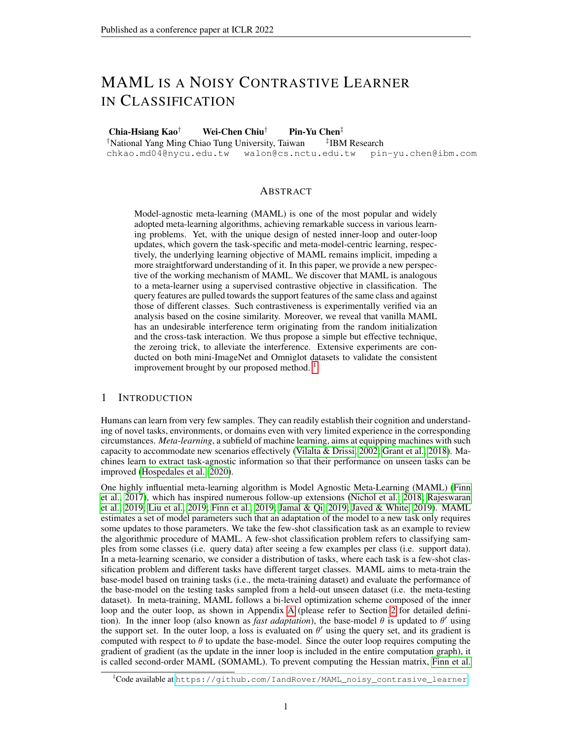# MAML IS A NOISY CONTRASTIVE LEARNER IN CLASSIFICATION

**Chia-Hsiang Kao**[†] **Wei-Chen Chiu**[†] **Pin-Yu Chen**[‡]

[†]National Yang Ming Chiao Tung University, Taiwan [‡]IBM Research

chkao.md04@nycu.edu.tw walon@cs.nctu.edu.tw pin-yu.chen@ibm.com

## ABSTRACT

Model-agnostic meta-learning (MAML) is one of the most popular and widely adopted meta-learning algorithms, achieving remarkable success in various learning problems. Yet, with the unique design of nested inner-loop and outer-loop updates, which govern the task-specific and meta-model-centric learning, respectively, the underlying learning objective of MAML remains implicit, impeding a more straightforward understanding of it. In this paper, we provide a new perspective of the working mechanism of MAML. We discover that MAML is analogous to a meta-learner using a supervised contrastive objective in classification. The query features are pulled towards the support features of the same class and against those of different classes. Such contrastiveness is experimentally verified via an analysis based on the cosine similarity. Moreover, we reveal that vanilla MAML has an undesirable interference term originating from the random initialization and the cross-task interaction. We thus propose a simple but effective technique, the zeroing trick, to alleviate the interference. Extensive experiments are conducted on both mini-ImageNet and Omniglot datasets to validate the consistent improvement brought by our proposed method. [1]

## 1 INTRODUCTION

Humans can learn from very few samples. They can readily establish their cognition and understanding of novel tasks, environments, or domains even with very limited experience in the corresponding circumstances. *Meta-learning*, a subfield of machine learning, aims at equipping machines with such capacity to accommodate new scenarios effectively (Vilalta & Drissi, 2002; Grant et al., 2018). Machines learn to extract task-agnostic information so that their performance on unseen tasks can be improved (Hospedales et al., 2020).

One highly influential meta-learning algorithm is Model Agnostic Meta-Learning (MAML) (Finn et al., 2017), which has inspired numerous follow-up extensions (Nichol et al., 2018; Rajeswaran et al., 2019; Liu et al., 2019; Finn et al., 2019; Jamal & Qi, 2019; Javed & White, 2019). MAML estimates a set of model parameters such that an adaptation of the model to a new task only requires some updates to those parameters. We take the few-shot classification task as an example to review the algorithmic procedure of MAML. A few-shot classification problem refers to classifying samples from some classes (i.e. query data) after seeing a few examples per class (i.e. support data). In a meta-learning scenario, we consider a distribution of tasks, where each task is a few-shot classification problem and different tasks have different target classes. MAML aims to meta-train the base-model based on training tasks (i.e., the meta-training dataset) and evaluate the performance of the base-model on the testing tasks sampled from a held-out unseen dataset (i.e. the meta-testing dataset). In meta-training, MAML follows a bi-level optimization scheme composed of the inner loop and the outer loop, as shown in Appendix A (please refer to Section 2 for detailed definition). In the inner loop (also known as *fast adaptation*), the base-model $\theta$ is updated to $\theta'$ using the support set. In the outer loop, a loss is evaluated on $\theta'$ using the query set, and its gradient is computed with respect to $\theta$ to update the base-model. Since the outer loop requires computing the gradient of gradient (as the update in the inner loop is included in the entire computation graph), it is called second-order MAML (SOMAML). To prevent computing the Hessian matrix, Finn et al.

[1]Code available at https://github.com/IandRover/MAML_noisy_contrasive_learner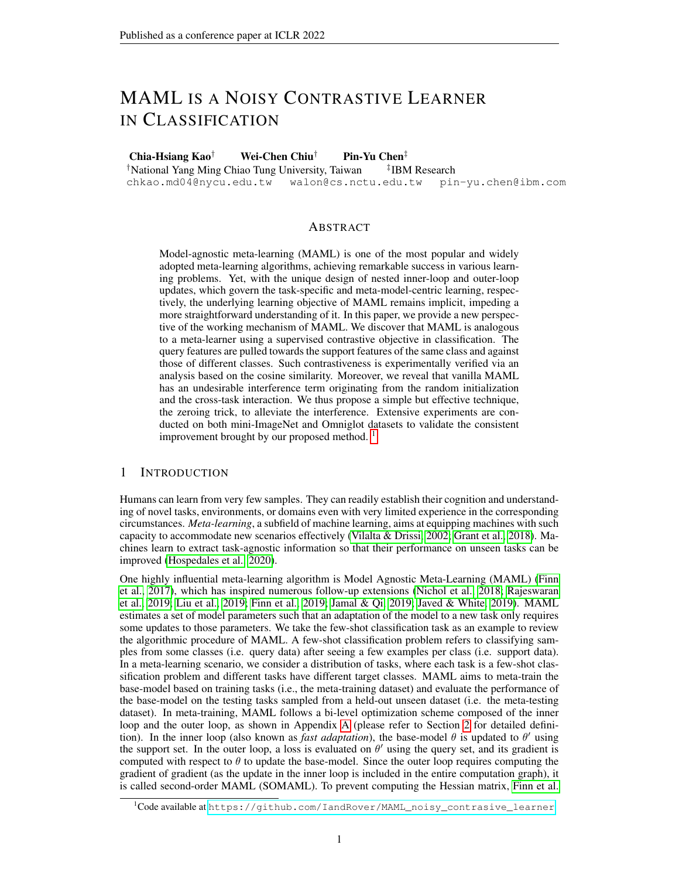# MAML IS A NOISY CONTRASTIVE LEARNER IN CLASSIFICATION

**Chia-Hsiang Kao**[†] **Wei-Chen Chiu**[†] **Pin-Yu Chen**[‡]
[†]National Yang Ming Chiao Tung University, Taiwan [‡]IBM Research
chkao.md04@nycu.edu.tw walon@cs.nctu.edu.tw pin-yu.chen@ibm.com

## ABSTRACT

Model-agnostic meta-learning (MAML) is one of the most popular and widely adopted meta-learning algorithms, achieving remarkable success in various learning problems. Yet, with the unique design of nested inner-loop and outer-loop updates, which govern the task-specific and meta-model-centric learning, respectively, the underlying learning objective of MAML remains implicit, impeding a more straightforward understanding of it. In this paper, we provide a new perspective of the working mechanism of MAML. We discover that MAML is analogous to a meta-learner using a supervised contrastive objective in classification. The query features are pulled towards the support features of the same class and against those of different classes. Such contrastiveness is experimentally verified via an analysis based on the cosine similarity. Moreover, we reveal that vanilla MAML has an undesirable interference term originating from the random initialization and the cross-task interaction. We thus propose a simple but effective technique, the zeroing trick, to alleviate the interference. Extensive experiments are conducted on both mini-ImageNet and Omniglot datasets to validate the consistent improvement brought by our proposed method. [1]

## 1 INTRODUCTION

Humans can learn from very few samples. They can readily establish their cognition and understanding of novel tasks, environments, or domains even with very limited experience in the corresponding circumstances. *Meta-learning*, a subfield of machine learning, aims at equipping machines with such capacity to accommodate new scenarios effectively (Vilalta & Drissi, 2002; Grant et al., 2018). Machines learn to extract task-agnostic information so that their performance on unseen tasks can be improved (Hospedales et al., 2020).

One highly influential meta-learning algorithm is Model Agnostic Meta-Learning (MAML) (Finn et al., 2017), which has inspired numerous follow-up extensions (Nichol et al., 2018; Rajeswaran et al., 2019; Liu et al., 2019; Finn et al., 2019; Jamal & Qi, 2019; Javed & White, 2019). MAML estimates a set of model parameters such that an adaptation of the model to a new task only requires some updates to those parameters. We take the few-shot classification task as an example to review the algorithmic procedure of MAML. A few-shot classification problem refers to classifying samples from some classes (i.e. query data) after seeing a few examples per class (i.e. support data). In a meta-learning scenario, we consider a distribution of tasks, where each task is a few-shot classification problem and different tasks have different target classes. MAML aims to meta-train the base-model based on training tasks (i.e., the meta-training dataset) and evaluate the performance of the base-model on the testing tasks sampled from a held-out unseen dataset (i.e. the meta-testing dataset). In meta-training, MAML follows a bi-level optimization scheme composed of the inner loop and the outer loop, as shown in Appendix A (please refer to Section 2 for detailed definition). In the inner loop (also known as *fast adaptation*), the base-model $\theta$ is updated to $\theta'$ using the support set. In the outer loop, a loss is evaluated on $\theta'$ using the query set, and its gradient is computed with respect to $\theta$ to update the base-model. Since the outer loop requires computing the gradient of gradient (as the update in the inner loop is included in the entire computation graph), it is called second-order MAML (SOMAML). To prevent computing the Hessian matrix, Finn et al.

[1]Code available at https://github.com/IandRover/MAML_noisy_contrasive_learner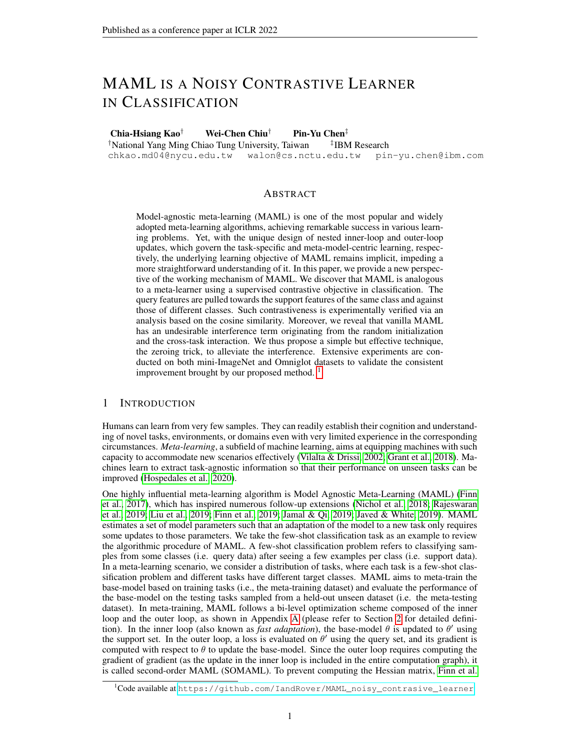# MAML IS A NOISY CONTRASTIVE LEARNER IN CLASSIFICATION

**Chia-Hsiang Kao**[†] **Wei-Chen Chiu**[†] **Pin-Yu Chen**[‡]

[†]National Yang Ming Chiao Tung University, Taiwan [‡]IBM Research

chkao.md04@nycu.edu.tw walon@cs.nctu.edu.tw pin-yu.chen@ibm.com

## ABSTRACT

Model-agnostic meta-learning (MAML) is one of the most popular and widely adopted meta-learning algorithms, achieving remarkable success in various learning problems. Yet, with the unique design of nested inner-loop and outer-loop updates, which govern the task-specific and meta-model-centric learning, respectively, the underlying learning objective of MAML remains implicit, impeding a more straightforward understanding of it. In this paper, we provide a new perspective of the working mechanism of MAML. We discover that MAML is analogous to a meta-learner using a supervised contrastive objective in classification. The query features are pulled towards the support features of the same class and against those of different classes. Such contrastiveness is experimentally verified via an analysis based on the cosine similarity. Moreover, we reveal that vanilla MAML has an undesirable interference term originating from the random initialization and the cross-task interaction. We thus propose a simple but effective technique, the zeroing trick, to alleviate the interference. Extensive experiments are conducted on both mini-ImageNet and Omniglot datasets to validate the consistent improvement brought by our proposed method. [1]

## 1 INTRODUCTION

Humans can learn from very few samples. They can readily establish their cognition and understanding of novel tasks, environments, or domains even with very limited experience in the corresponding circumstances. *Meta-learning*, a subfield of machine learning, aims at equipping machines with such capacity to accommodate new scenarios effectively (Vilalta & Drissi, 2002; Grant et al., 2018). Machines learn to extract task-agnostic information so that their performance on unseen tasks can be improved (Hospedales et al., 2020).

One highly influential meta-learning algorithm is Model Agnostic Meta-Learning (MAML) (Finn et al., 2017), which has inspired numerous follow-up extensions (Nichol et al., 2018; Rajeswaran et al., 2019; Liu et al., 2019; Finn et al., 2019; Jamal & Qi, 2019; Javed & White, 2019). MAML estimates a set of model parameters such that an adaptation of the model to a new task only requires some updates to those parameters. We take the few-shot classification task as an example to review the algorithmic procedure of MAML. A few-shot classification problem refers to classifying samples from some classes (i.e. query data) after seeing a few examples per class (i.e. support data). In a meta-learning scenario, we consider a distribution of tasks, where each task is a few-shot classification problem and different tasks have different target classes. MAML aims to meta-train the base-model based on training tasks (i.e., the meta-training dataset) and evaluate the performance of the base-model on the testing tasks sampled from a held-out unseen dataset (i.e. the meta-testing dataset). In meta-training, MAML follows a bi-level optimization scheme composed of the inner loop and the outer loop, as shown in Appendix A (please refer to Section 2 for detailed definition). In the inner loop (also known as *fast adaptation*), the base-model $\theta$ is updated to $\theta'$ using the support set. In the outer loop, a loss is evaluated on $\theta'$ using the query set, and its gradient is computed with respect to $\theta$ to update the base-model. Since the outer loop requires computing the gradient of gradient (as the update in the inner loop is included in the entire computation graph), it is called second-order MAML (SOMAML). To prevent computing the Hessian matrix, Finn et al.

---

[1]Code available at https://github.com/IandRover/MAML_noisy_contrasive_learner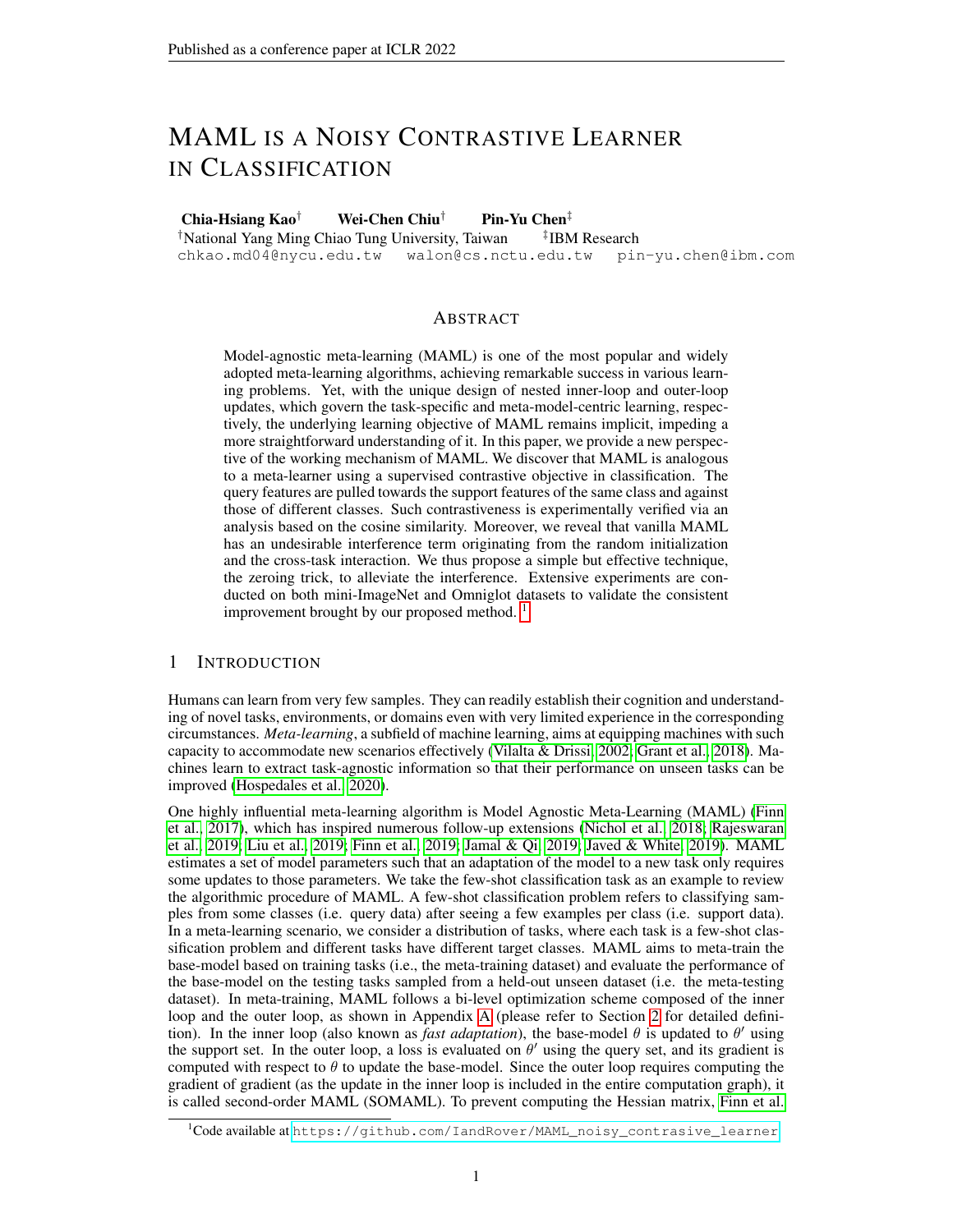# MAML IS A NOISY CONTRASTIVE LEARNER IN CLASSIFICATION

**Chia-Hsiang Kao**[†] **Wei-Chen Chiu**[†] **Pin-Yu Chen**[‡]

[†]National Yang Ming Chiao Tung University, Taiwan [‡]IBM Research

chkao.md04@nycu.edu.tw walon@cs.nctu.edu.tw pin-yu.chen@ibm.com

## ABSTRACT

Model-agnostic meta-learning (MAML) is one of the most popular and widely adopted meta-learning algorithms, achieving remarkable success in various learning problems. Yet, with the unique design of nested inner-loop and outer-loop updates, which govern the task-specific and meta-model-centric learning, respectively, the underlying learning objective of MAML remains implicit, impeding a more straightforward understanding of it. In this paper, we provide a new perspective of the working mechanism of MAML. We discover that MAML is analogous to a meta-learner using a supervised contrastive objective in classification. The query features are pulled towards the support features of the same class and against those of different classes. Such contrastiveness is experimentally verified via an analysis based on the cosine similarity. Moreover, we reveal that vanilla MAML has an undesirable interference term originating from the random initialization and the cross-task interaction. We thus propose a simple but effective technique, the zeroing trick, to alleviate the interference. Extensive experiments are conducted on both mini-ImageNet and Omniglot datasets to validate the consistent improvement brought by our proposed method. [1]

## 1 INTRODUCTION

Humans can learn from very few samples. They can readily establish their cognition and understanding of novel tasks, environments, or domains even with very limited experience in the corresponding circumstances. *Meta-learning*, a subfield of machine learning, aims at equipping machines with such capacity to accommodate new scenarios effectively (Vilalta & Drissi, 2002; Grant et al., 2018). Machines learn to extract task-agnostic information so that their performance on unseen tasks can be improved (Hospedales et al., 2020).

One highly influential meta-learning algorithm is Model Agnostic Meta-Learning (MAML) (Finn et al., 2017), which has inspired numerous follow-up extensions (Nichol et al., 2018; Rajeswaran et al., 2019; Liu et al., 2019; Finn et al., 2019; Jamal & Qi, 2019; Javed & White, 2019). MAML estimates a set of model parameters such that an adaptation of the model to a new task only requires some updates to those parameters. We take the few-shot classification task as an example to review the algorithmic procedure of MAML. A few-shot classification problem refers to classifying samples from some classes (i.e. query data) after seeing a few examples per class (i.e. support data). In a meta-learning scenario, we consider a distribution of tasks, where each task is a few-shot classification problem and different tasks have different target classes. MAML aims to meta-train the base-model based on training tasks (i.e., the meta-training dataset) and evaluate the performance of the base-model on the testing tasks sampled from a held-out unseen dataset (i.e. the meta-testing dataset). In meta-training, MAML follows a bi-level optimization scheme composed of the inner loop and the outer loop, as shown in Appendix A (please refer to Section 2 for detailed definition). In the inner loop (also known as *fast adaptation*), the base-model $\theta$ is updated to $\theta'$ using the support set. In the outer loop, a loss is evaluated on $\theta'$ using the query set, and its gradient is computed with respect to $\theta$ to update the base-model. Since the outer loop requires computing the gradient of gradient (as the update in the inner loop is included in the entire computation graph), it is called second-order MAML (SOMAML). To prevent computing the Hessian matrix, Finn et al.

[1]Code available at https://github.com/IandRover/MAML_noisy_contrasive_learner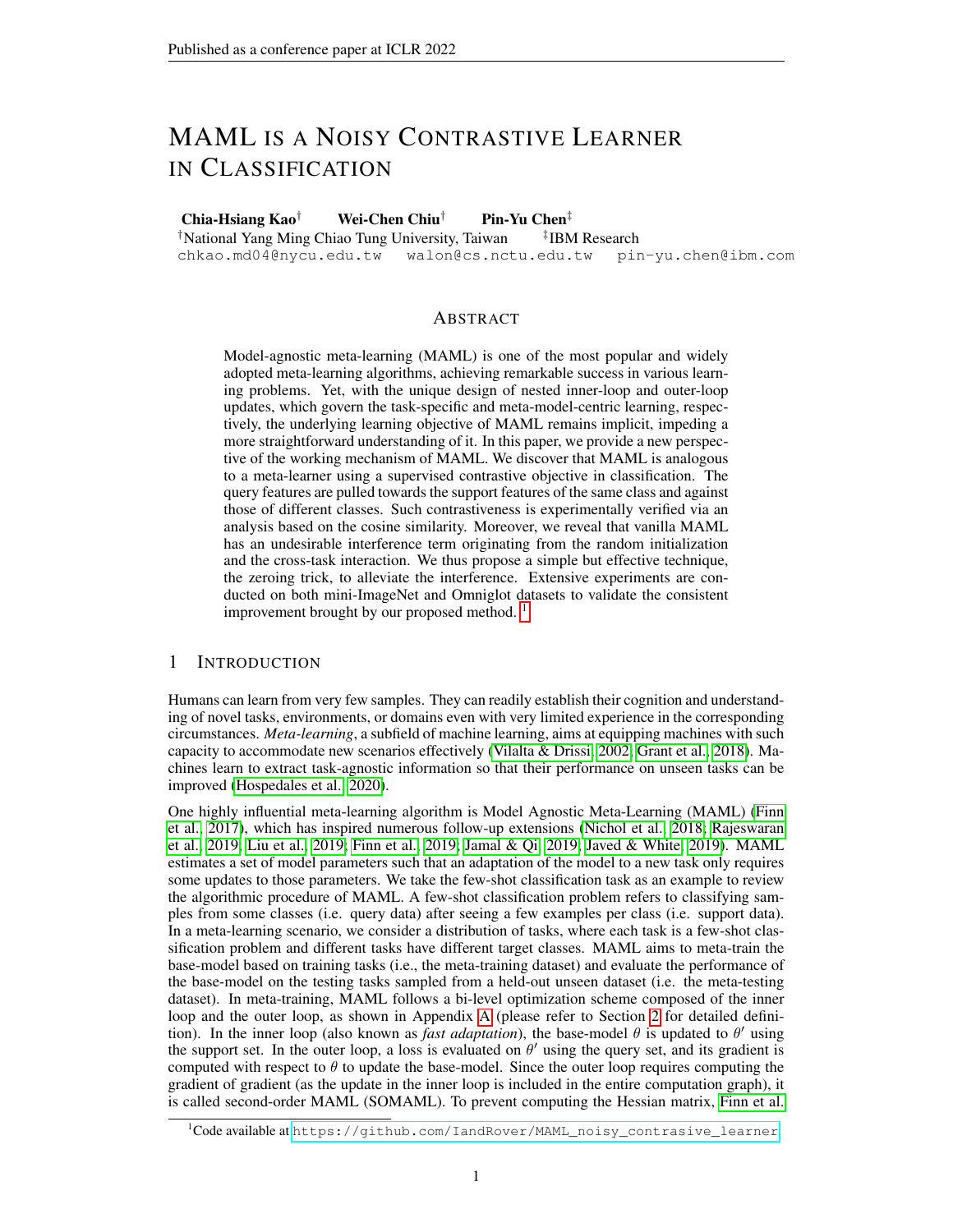# MAML IS A NOISY CONTRASTIVE LEARNER IN CLASSIFICATION

**Chia-Hsiang Kao**[†] **Wei-Chen Chiu**[†] **Pin-Yu Chen**[‡]

[†]National Yang Ming Chiao Tung University, Taiwan [‡]IBM Research

chkao.md04@nycu.edu.tw walon@cs.nctu.edu.tw pin-yu.chen@ibm.com

## ABSTRACT

Model-agnostic meta-learning (MAML) is one of the most popular and widely adopted meta-learning algorithms, achieving remarkable success in various learning problems. Yet, with the unique design of nested inner-loop and outer-loop updates, which govern the task-specific and meta-model-centric learning, respectively, the underlying learning objective of MAML remains implicit, impeding a more straightforward understanding of it. In this paper, we provide a new perspective of the working mechanism of MAML. We discover that MAML is analogous to a meta-learner using a supervised contrastive objective in classification. The query features are pulled towards the support features of the same class and against those of different classes. Such contrastiveness is experimentally verified via an analysis based on the cosine similarity. Moreover, we reveal that vanilla MAML has an undesirable interference term originating from the random initialization and the cross-task interaction. We thus propose a simple but effective technique, the zeroing trick, to alleviate the interference. Extensive experiments are conducted on both mini-ImageNet and Omniglot datasets to validate the consistent improvement brought by our proposed method. [1]

## 1 INTRODUCTION

Humans can learn from very few samples. They can readily establish their cognition and understanding of novel tasks, environments, or domains even with very limited experience in the corresponding circumstances. *Meta-learning*, a subfield of machine learning, aims at equipping machines with such capacity to accommodate new scenarios effectively (Vilalta & Drissi, 2002; Grant et al., 2018). Machines learn to extract task-agnostic information so that their performance on unseen tasks can be improved (Hospedales et al., 2020).

One highly influential meta-learning algorithm is Model Agnostic Meta-Learning (MAML) (Finn et al., 2017), which has inspired numerous follow-up extensions (Nichol et al., 2018; Rajeswaran et al., 2019; Liu et al., 2019; Finn et al., 2019; Jamal & Qi, 2019; Javed & White, 2019). MAML estimates a set of model parameters such that an adaptation of the model to a new task only requires some updates to those parameters. We take the few-shot classification task as an example to review the algorithmic procedure of MAML. A few-shot classification problem refers to classifying samples from some classes (i.e. query data) after seeing a few examples per class (i.e. support data). In a meta-learning scenario, we consider a distribution of tasks, where each task is a few-shot classification problem and different tasks have different target classes. MAML aims to meta-train the base-model based on training tasks (i.e., the meta-training dataset) and evaluate the performance of the base-model on the testing tasks sampled from a held-out unseen dataset (i.e. the meta-testing dataset). In meta-training, MAML follows a bi-level optimization scheme composed of the inner loop and the outer loop, as shown in Appendix A (please refer to Section 2 for detailed definition). In the inner loop (also known as *fast adaptation*), the base-model $\theta$ is updated to $\theta'$ using the support set. In the outer loop, a loss is evaluated on $\theta'$ using the query set, and its gradient is computed with respect to $\theta$ to update the base-model. Since the outer loop requires computing the gradient of gradient (as the update in the inner loop is included in the entire computation graph), it is called second-order MAML (SOMAML). To prevent computing the Hessian matrix, Finn et al.

[1]Code available at https://github.com/IandRover/MAML_noisy_contrasive_learner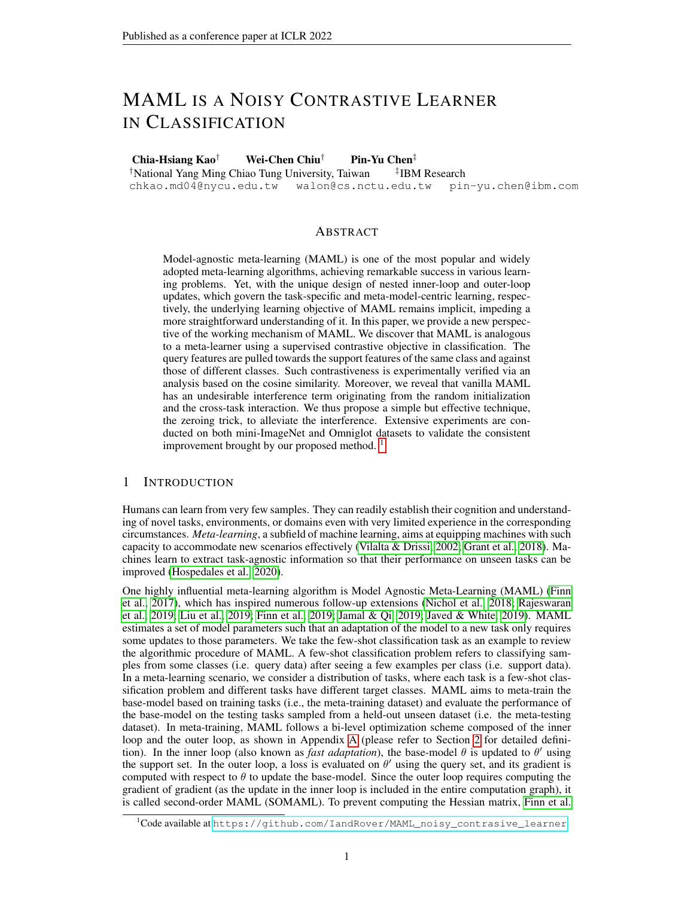# MAML IS A NOISY CONTRASTIVE LEARNER IN CLASSIFICATION

**Chia-Hsiang Kao**[†] **Wei-Chen Chiu**[†] **Pin-Yu Chen**[‡]

[†]National Yang Ming Chiao Tung University, Taiwan [‡]IBM Research

chkao.md04@nycu.edu.tw walon@cs.nctu.edu.tw pin-yu.chen@ibm.com

## ABSTRACT

Model-agnostic meta-learning (MAML) is one of the most popular and widely adopted meta-learning algorithms, achieving remarkable success in various learning problems. Yet, with the unique design of nested inner-loop and outer-loop updates, which govern the task-specific and meta-model-centric learning, respectively, the underlying learning objective of MAML remains implicit, impeding a more straightforward understanding of it. In this paper, we provide a new perspective of the working mechanism of MAML. We discover that MAML is analogous to a meta-learner using a supervised contrastive objective in classification. The query features are pulled towards the support features of the same class and against those of different classes. Such contrastiveness is experimentally verified via an analysis based on the cosine similarity. Moreover, we reveal that vanilla MAML has an undesirable interference term originating from the random initialization and the cross-task interaction. We thus propose a simple but effective technique, the zeroing trick, to alleviate the interference. Extensive experiments are conducted on both mini-ImageNet and Omniglot datasets to validate the consistent improvement brought by our proposed method. [1]

## 1 INTRODUCTION

Humans can learn from very few samples. They can readily establish their cognition and understanding of novel tasks, environments, or domains even with very limited experience in the corresponding circumstances. *Meta-learning*, a subfield of machine learning, aims at equipping machines with such capacity to accommodate new scenarios effectively (Vilalta & Drissi, 2002; Grant et al., 2018). Machines learn to extract task-agnostic information so that their performance on unseen tasks can be improved (Hospedales et al., 2020).

One highly influential meta-learning algorithm is Model Agnostic Meta-Learning (MAML) (Finn et al., 2017), which has inspired numerous follow-up extensions (Nichol et al., 2018; Rajeswaran et al., 2019; Liu et al., 2019; Finn et al., 2019; Jamal & Qi, 2019; Javed & White, 2019). MAML estimates a set of model parameters such that an adaptation of the model to a new task only requires some updates to those parameters. We take the few-shot classification task as an example to review the algorithmic procedure of MAML. A few-shot classification problem refers to classifying samples from some classes (i.e. query data) after seeing a few examples per class (i.e. support data). In a meta-learning scenario, we consider a distribution of tasks, where each task is a few-shot classification problem and different tasks have different target classes. MAML aims to meta-train the base-model based on training tasks (i.e., the meta-training dataset) and evaluate the performance of the base-model on the testing tasks sampled from a held-out unseen dataset (i.e. the meta-testing dataset). In meta-training, MAML follows a bi-level optimization scheme composed of the inner loop and the outer loop, as shown in Appendix A (please refer to Section 2 for detailed definition). In the inner loop (also known as *fast adaptation*), the base-model $\theta$ is updated to $\theta'$ using the support set. In the outer loop, a loss is evaluated on $\theta'$ using the query set, and its gradient is computed with respect to $\theta$ to update the base-model. Since the outer loop requires computing the gradient of gradient (as the update in the inner loop is included in the entire computation graph), it is called second-order MAML (SOMAML). To prevent computing the Hessian matrix, Finn et al.

[1] Code available at https://github.com/IandRover/MAML_noisy_contrasive_learner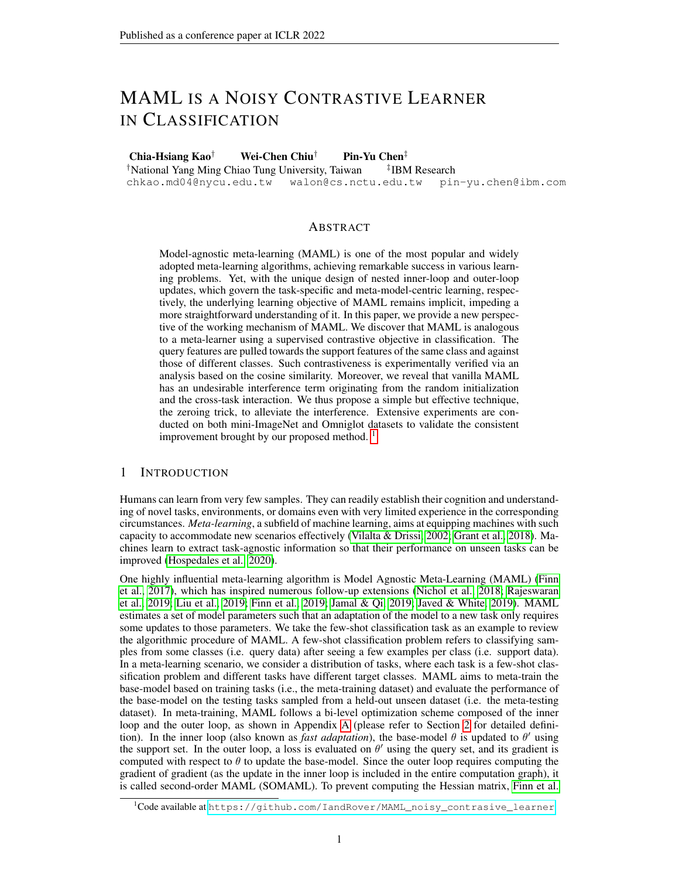# MAML IS A NOISY CONTRASTIVE LEARNER IN CLASSIFICATION

**Chia-Hsiang Kao**[†] **Wei-Chen Chiu**[†] **Pin-Yu Chen**[‡]

[†]National Yang Ming Chiao Tung University, Taiwan [‡]IBM Research

chkao.md04@nycu.edu.tw walon@cs.nctu.edu.tw pin-yu.chen@ibm.com

## ABSTRACT

Model-agnostic meta-learning (MAML) is one of the most popular and widely adopted meta-learning algorithms, achieving remarkable success in various learning problems. Yet, with the unique design of nested inner-loop and outer-loop updates, which govern the task-specific and meta-model-centric learning, respectively, the underlying learning objective of MAML remains implicit, impeding a more straightforward understanding of it. In this paper, we provide a new perspective of the working mechanism of MAML. We discover that MAML is analogous to a meta-learner using a supervised contrastive objective in classification. The query features are pulled towards the support features of the same class and against those of different classes. Such contrastiveness is experimentally verified via an analysis based on the cosine similarity. Moreover, we reveal that vanilla MAML has an undesirable interference term originating from the random initialization and the cross-task interaction. We thus propose a simple but effective technique, the zeroing trick, to alleviate the interference. Extensive experiments are conducted on both mini-ImageNet and Omniglot datasets to validate the consistent improvement brought by our proposed method. [1]

## 1 INTRODUCTION

Humans can learn from very few samples. They can readily establish their cognition and understanding of novel tasks, environments, or domains even with very limited experience in the corresponding circumstances. *Meta-learning*, a subfield of machine learning, aims at equipping machines with such capacity to accommodate new scenarios effectively (Vilalta & Drissi, 2002; Grant et al., 2018). Machines learn to extract task-agnostic information so that their performance on unseen tasks can be improved (Hospedales et al., 2020).

One highly influential meta-learning algorithm is Model Agnostic Meta-Learning (MAML) (Finn et al., 2017), which has inspired numerous follow-up extensions (Nichol et al., 2018; Rajeswaran et al., 2019; Liu et al., 2019; Finn et al., 2019; Jamal & Qi, 2019; Javed & White, 2019). MAML estimates a set of model parameters such that an adaptation of the model to a new task only requires some updates to those parameters. We take the few-shot classification task as an example to review the algorithmic procedure of MAML. A few-shot classification problem refers to classifying samples from some classes (i.e. query data) after seeing a few examples per class (i.e. support data). In a meta-learning scenario, we consider a distribution of tasks, where each task is a few-shot classification problem and different tasks have different target classes. MAML aims to meta-train the base-model based on training tasks (i.e., the meta-training dataset) and evaluate the performance of the base-model on the testing tasks sampled from a held-out unseen dataset (i.e. the meta-testing dataset). In meta-training, MAML follows a bi-level optimization scheme composed of the inner loop and the outer loop, as shown in Appendix A (please refer to Section 2 for detailed definition). In the inner loop (also known as *fast adaptation*), the base-model $\theta$ is updated to $\theta'$ using the support set. In the outer loop, a loss is evaluated on $\theta'$ using the query set, and its gradient is computed with respect to $\theta$ to update the base-model. Since the outer loop requires computing the gradient of gradient (as the update in the inner loop is included in the entire computation graph), it is called second-order MAML (SOMAML). To prevent computing the Hessian matrix, Finn et al.

[1]Code available at https://github.com/IandRover/MAML_noisy_contrasive_learner